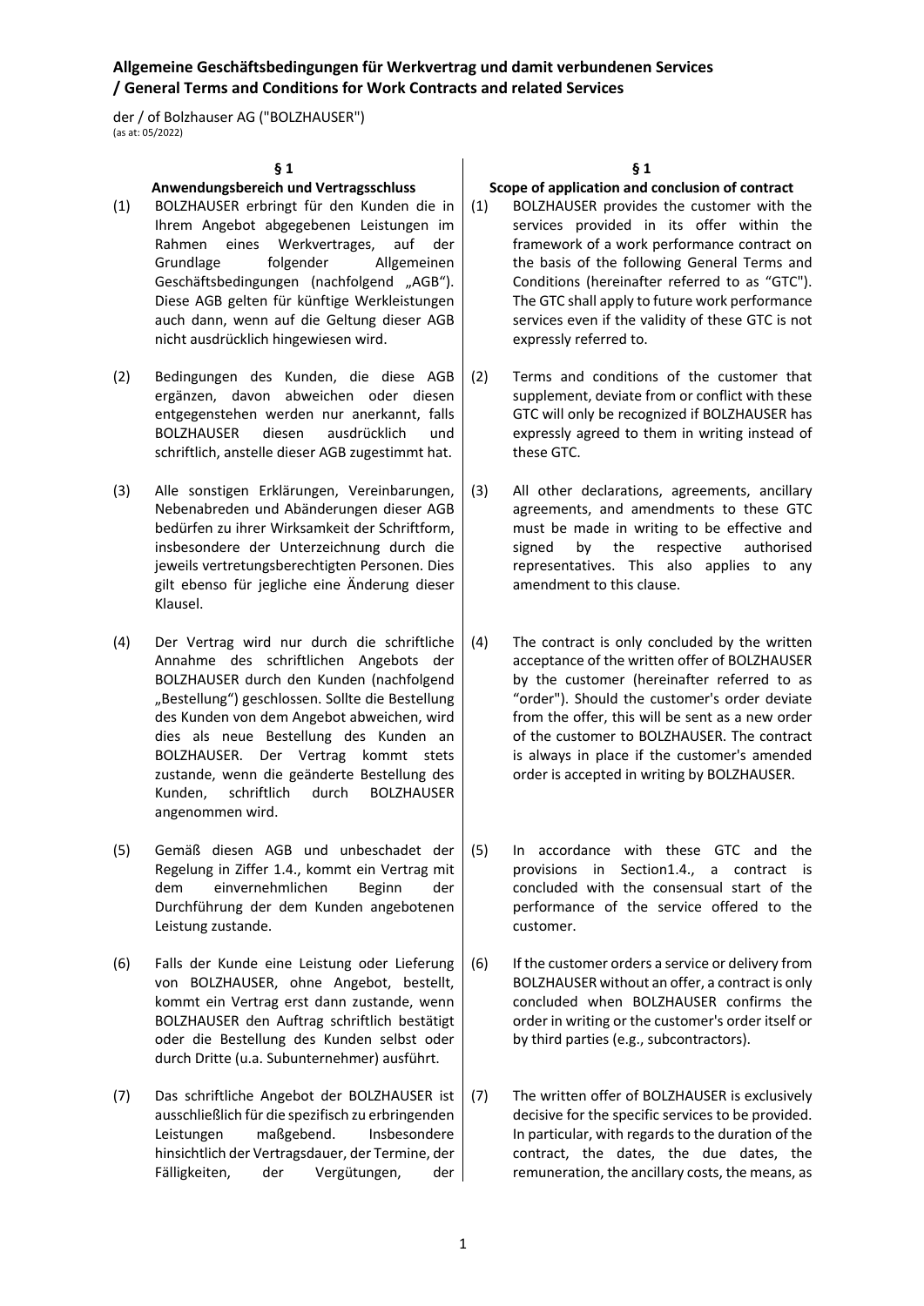# Allgemeine Geschäftsbedingungen für Werkvertrag und damit verbundenen Services / General Terms and Conditions for Work Contracts and related Services

der / of Bolzhauser AG ("BOLZHAUSER")
(as at: 05/2022)

## § 1 Anwendungsbereich und Vertragsschluss

(1) BOLZHAUSER erbringt für den Kunden die in Ihrem Angebot abgegebenen Leistungen im Rahmen eines Werkvertrages, auf der Grundlage folgender Allgemeinen Geschäftsbedingungen (nachfolgend „AGB“). Diese AGB gelten für künftige Werkleistungen auch dann, wenn auf die Geltung dieser AGB nicht ausdrücklich hingewiesen wird.

(2) Bedingungen des Kunden, die diese AGB ergänzen, davon abweichen oder diesen entgegenstehen werden nur anerkannt, falls BOLZHAUSER diesen ausdrücklich und schriftlich, anstelle dieser AGB zustimmt hat.

(3) Alle sonstigen Erklärungen, Vereinbarungen, Nebenabreden und Abänderungen dieser AGB bedürfen zu ihrer Wirksamkeit der Schriftform, insbesondere der Unterzeichnung durch die jeweils vertretungsberechtigten Personen. Dies gilt ebenso für jegliche eine Änderung dieser Klausel.

(4) Der Vertrag wird nur durch die schriftliche Annahme des schriftlichen Angebots der BOLZHAUSER durch den Kunden (nachfolgend „Bestellung“) geschlossen. Sollte die Bestellung des Kunden von dem Angebot abweichen, wird dies als neue Bestellung des Kunden an BOLZHAUSER. Der Vertrag kommt stets zustande, wenn die geänderte Bestellung des Kunden, schriftlich durch BOLZHAUSER angenommen wird.

(5) Gemäß diesen AGB und unbeschadet der Regelung in Ziffer 1.4., kommt ein Vertrag mit dem einvernehmlichen Beginn der Durchführung der dem Kunden angebotenen Leistung zustande.

(6) Falls der Kunde eine Leistung oder Lieferung von BOLZHAUSER, ohne Angebot, bestellt, kommt ein Vertrag erst dann zustande, wenn BOLZHAUSER den Auftrag schriftlich bestätigt oder die Bestellung des Kunden selbst oder durch Dritte (u.a. Subunternehmer) ausführt.

(7) Das schriftliche Angebot der BOLZHAUSER ist ausschließlich für die spezifisch zu erbringenden Leistungen maßgebend. Insbesondere hinsichtlich der Vertragsdauer, der Termine, der Fälligkeiten, der Vergütungen, der

## § 1 Scope of application and conclusion of contract

(1) BOLZHAUSER provides the customer with the services provided in its offer within the framework of a work performance contract on the basis of the following General Terms and Conditions (hereinafter referred to as “GTC"). The GTC shall apply to future work performance services even if the validity of these GTC is not expressly referred to.

(2) Terms and conditions of the customer that supplement, deviate from or conflict with these GTC will only be recognized if BOLZHAUSER has expressly agreed to them in writing instead of these GTC.

(3) All other declarations, agreements, ancillary agreements, and amendments to these GTC must be made in writing to be effective and signed by the respective authorised representatives. This also applies to any amendment to this clause.

(4) The contract is only concluded by the written acceptance of the written offer of BOLZHAUSER by the customer (hereinafter referred to as “order"). Should the customer's order deviate from the offer, this will be sent as a new order of the customer to BOLZHAUSER. The contract is always in place if the customer's amended order is accepted in writing by BOLZHAUSER.

(5) In accordance with these GTC and the provisions in Section1.4., a contract is concluded with the consensual start of the performance of the service offered to the customer.

(6) If the customer orders a service or delivery from BOLZHAUSER without an offer, a contract is only concluded when BOLZHAUSER confirms the order in writing or the customer's order itself or by third parties (e.g., subcontractors).

(7) The written offer of BOLZHAUSER is exclusively decisive for the specific services to be provided. In particular, with regards to the duration of the contract, the dates, the due dates, the remuneration, the ancillary costs, the means, as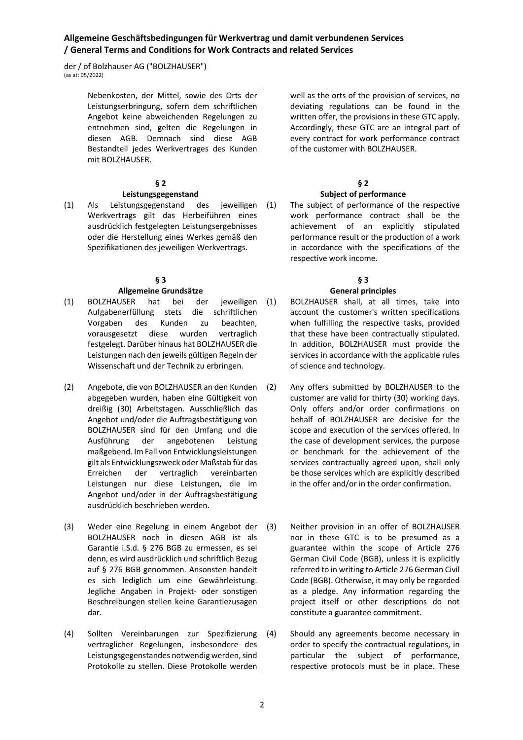Nebenkosten, der Mittel, sowie des Orts der Leistungserbringung, sofern dem schriftlichen Angebot keine abweichenden Regelungen zu entnehmen sind, gelten die Regelungen in diesen AGB. Demnach sind diese AGB Bestandteil jedes Werkvertrages des Kunden mit BOLZHAUSER.

well as the orts of the provision of services, no deviating regulations can be found in the written offer, the provisions in these GTC apply. Accordingly, these GTC are an integral part of every contract for work performance contract of the customer with BOLZHAUSER.

## § 2
## Leistungsgegenstand

(1) Als Leistungsgegenstand des jeweiligen Werkvertrags gilt das Herbeiführen eines ausdrücklich festgelegten Leistungsergebnisses oder die Herstellung eines Werkes gemäß den Spezifikationen des jeweiligen Werkvertrags.

## § 2
## Subject of performance

(1) The subject of performance of the respective work performance contract shall be the achievement of an explicitly stipulated performance result or the production of a work in accordance with the specifications of the respective work income.

## § 3
## Allgemeine Grundsätze

(1) BOLZHAUSER hat bei der jeweiligen Aufgabenerfüllung stets die schriftlichen Vorgaben des Kunden zu beachten, vorausgesetzt diese wurden vertraglich festgelegt. Darüber hinaus hat BOLZHAUSER die Leistungen nach den jeweils gültigen Regeln der Wissenschaft und der Technik zu erbringen.

(2) Angebote, die von BOLZHAUSER an den Kunden abgegeben wurden, haben eine Gültigkeit von dreißig (30) Arbeitstagen. Ausschließlich das Angebot und/oder die Auftragsbestätigung von BOLZHAUSER sind für den Umfang und die Ausführung der angebotenen Leistung maßgebend. Im Fall von Entwicklungsleistungen gilt als Entwicklungszweck oder Maßstab für das Erreichen der vertraglich vereinbarten Leistungen nur diese Leistungen, die im Angebot und/oder in der Auftragsbestätigung ausdrücklich beschrieben werden.

(3) Weder eine Regelung in einem Angebot der BOLZHAUSER noch in diesen AGB ist als Garantie i.S.d. § 276 BGB zu ermessen, es sei denn, es wird ausdrücklich und schriftlich Bezug auf § 276 BGB genommen. Ansonsten handelt es sich lediglich um eine Gewährleistung. Jegliche Angaben in Projekt- oder sonstigen Beschreibungen stellen keine Garantiezusagen dar.

(4) Sollten Vereinbarungen zur Spezifizierung vertraglicher Regelungen, insbesondere des Leistungsgegenstandes notwendig werden, sind Protokolle zu stellen. Diese Protokolle werden

## § 3
## General principles

(1) BOLZHAUSER shall, at all times, take into account the customer's written specifications when fulfilling the respective tasks, provided that these have been contractually stipulated. In addition, BOLZHAUSER must provide the services in accordance with the applicable rules of science and technology.

(2) Any offers submitted by BOLZHAUSER to the customer are valid for thirty (30) working days. Only offers and/or order confirmations on behalf of BOLZHAUSER are decisive for the scope and execution of the services offered. In the case of development services, the purpose or benchmark for the achievement of the services contractually agreed upon, shall only be those services which are explicitly described in the offer and/or in the order confirmation.

(3) Neither provision in an offer of BOLZHAUSER nor in these GTC is to be presumed as a guarantee within the scope of Article 276 German Civil Code (BGB), unless it is explicitly referred to in writing to Article 276 German Civil Code (BGB). Otherwise, it may only be regarded as a pledge. Any information regarding the project itself or other descriptions do not constitute a guarantee commitment.

(4) Should any agreements become necessary in order to specify the contractual regulations, in particular the subject of performance, respective protocols must be in place. These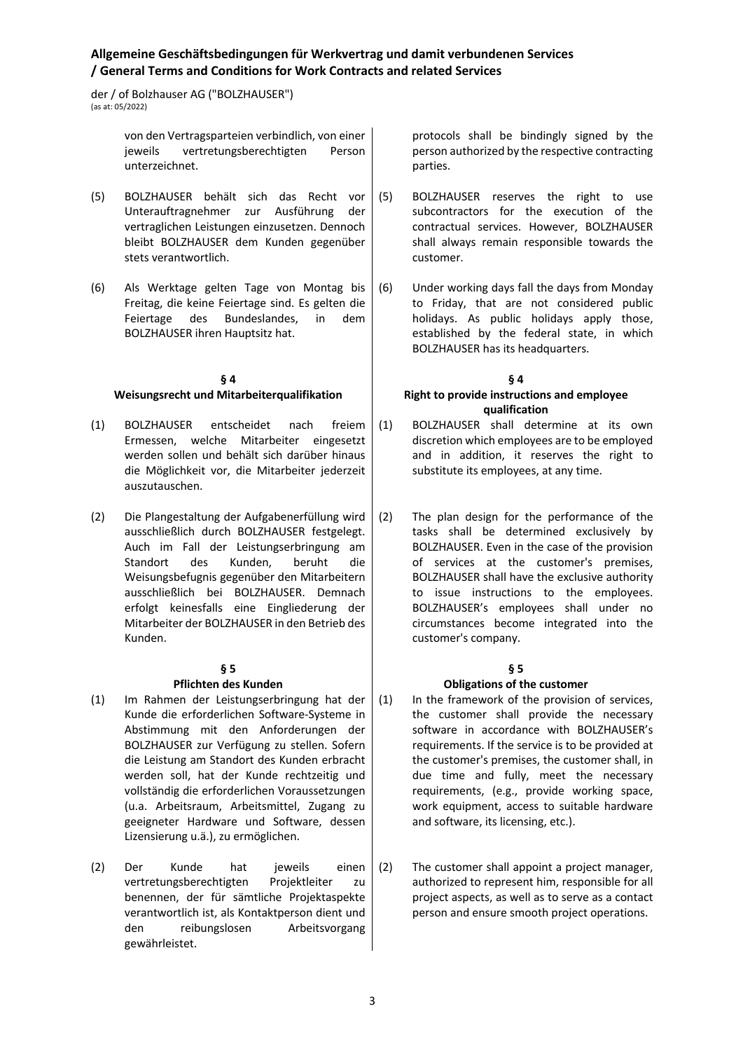von den Vertragsparteien verbindlich, von einer jeweils vertretungsberechtigten Person unterzeichnet.

(5) BOLZHAUSER behält sich das Recht vor Unterauftragnehmer zur Ausführung der vertraglichen Leistungen einzusetzen. Dennoch bleibt BOLZHAUSER dem Kunden gegenüber stets verantwortlich.

(6) Als Werktage gelten Tage von Montag bis Freitag, die keine Feiertage sind. Es gelten die Feiertage des Bundeslandes, in dem BOLZHAUSER ihren Hauptsitz hat.

## § 4
## Weisungsrecht und Mitarbeiterqualifikation

(1) BOLZHAUSER entscheidet nach freiem Ermessen, welche Mitarbeiter eingesetzt werden sollen und behält sich darüber hinaus die Möglichkeit vor, die Mitarbeiter jederzeit auszutauschen.

(2) Die Plangestaltung der Aufgabenerfüllung wird ausschließlich durch BOLZHAUSER festgelegt. Auch im Fall der Leistungserbringung am Standort des Kunden, beruht die Weisungsbefugnis gegenüber den Mitarbeitern ausschließlich bei BOLZHAUSER. Demnach erfolgt keinesfalls eine Eingliederung der Mitarbeiter der BOLZHAUSER in den Betrieb des Kunden.

## § 5
## Pflichten des Kunden

(1) Im Rahmen der Leistungserbringung hat der Kunde die erforderlichen Software-Systeme in Abstimmung mit den Anforderungen der BOLZHAUSER zur Verfügung zu stellen. Sofern die Leistung am Standort des Kunden erbracht werden soll, hat der Kunde rechtzeitig und vollständig die erforderlichen Voraussetzungen (u.a. Arbeitsraum, Arbeitsmittel, Zugang zu geeigneter Hardware und Software, dessen Lizensierung u.ä.), zu ermöglichen.

(2) Der Kunde hat jeweils einen vertretungsberechtigten Projektleiter zu benennen, der für sämtliche Projektaspekte verantwortlich ist, als Kontaktperson dient und den reibungslosen Arbeitsvorgang gewährleistet.

---

protocols shall be bindingly signed by the person authorized by the respective contracting parties.

(5) BOLZHAUSER reserves the right to use subcontractors for the execution of the contractual services. However, BOLZHAUSER shall always remain responsible towards the customer.

(6) Under working days fall the days from Monday to Friday, that are not considered public holidays. As public holidays apply those, established by the federal state, in which BOLZHAUSER has its headquarters.

## § 4
## Right to provide instructions and employee qualification

(1) BOLZHAUSER shall determine at its own discretion which employees are to be employed and in addition, it reserves the right to substitute its employees, at any time.

(2) The plan design for the performance of the tasks shall be determined exclusively by BOLZHAUSER. Even in the case of the provision of services at the customer's premises, BOLZHAUSER shall have the exclusive authority to issue instructions to the employees. BOLZHAUSER's employees shall under no circumstances become integrated into the customer's company.

## § 5
## Obligations of the customer

(1) In the framework of the provision of services, the customer shall provide the necessary software in accordance with BOLZHAUSER's requirements. If the service is to be provided at the customer's premises, the customer shall, in due time and fully, meet the necessary requirements, (e.g., provide working space, work equipment, access to suitable hardware and software, its licensing, etc.).

(2) The customer shall appoint a project manager, authorized to represent him, responsible for all project aspects, as well as to serve as a contact person and ensure smooth project operations.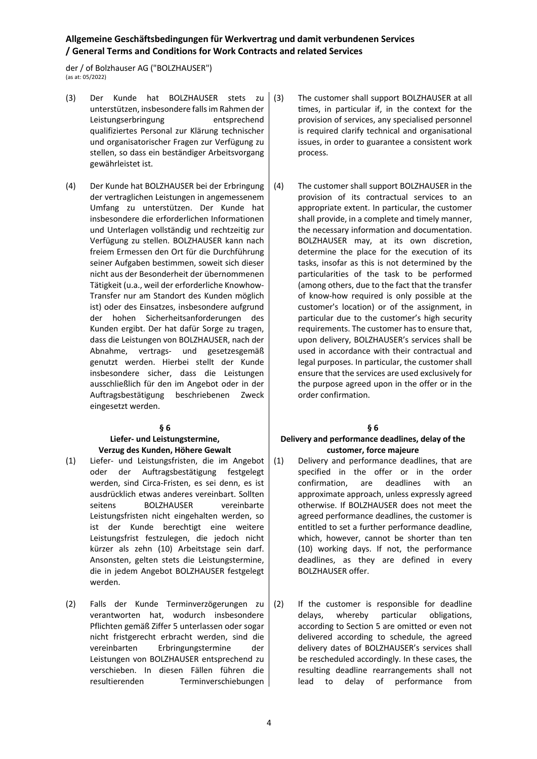(3) Der Kunde hat BOLZHAUSER stets zu unterstützen, insbesondere falls im Rahmen der Leistungserbringung entsprechend qualifiziertes Personal zur Klärung technischer und organisatorischer Fragen zur Verfügung zu stellen, so dass ein beständiger Arbeitsvorgang gewährleistet ist.

(4) Der Kunde hat BOLZHAUSER bei der Erbringung der vertraglichen Leistungen in angemessenem Umfang zu unterstützen. Der Kunde hat insbesondere die erforderlichen Informationen und Unterlagen vollständig und rechtzeitig zur Verfügung zu stellen. BOLZHAUSER kann nach freiem Ermessen den Ort für die Durchführung seiner Aufgaben bestimmen, soweit sich dieser nicht aus der Besonderheit der übernommenen Tätigkeit (u.a., weil der erforderliche Knowhow-Transfer nur am Standort des Kunden möglich ist) oder des Einsatzes, insbesondere aufgrund der hohen Sicherheitsanforderungen des Kunden ergibt. Der hat dafür Sorge zu tragen, dass die Leistungen von BOLZHAUSER, nach der Abnahme, vertrags- und gesetzesgemäß genutzt werden. Hierbei stellt der Kunde insbesondere sicher, dass die Leistungen ausschließlich für den im Angebot oder in der Auftragsbestätigung beschriebenen Zweck eingesetzt werden.

## § 6
## Liefer- und Leistungstermine, Verzug des Kunden, Höhere Gewalt

(1) Liefer- und Leistungsfristen, die im Angebot oder der Auftragsbestätigung festgelegt werden, sind Circa-Fristen, es sei denn, es ist ausdrücklich etwas anderes vereinbart. Sollten seitens BOLZHAUSER vereinbarte Leistungsfristen nicht eingehalten werden, so ist der Kunde berechtigt eine weitere Leistungsfrist festzulegen, die jedoch nicht kürzer als zehn (10) Arbeitstage sein darf. Ansonsten, gelten stets die Leistungstermine, die in jedem Angebot BOLZHAUSER festgelegt werden.

(2) Falls der Kunde Terminverzögerungen zu verantworten hat, wodurch insbesondere Pflichten gemäß Ziffer 5 unterlassen oder sogar nicht fristgerecht erbracht werden, sind die vereinbarten Erbringungstermine der Leistungen von BOLZHAUSER entsprechend zu verschieben. In diesen Fällen führen die resultierenden Terminverschiebungen

(3) The customer shall support BOLZHAUSER at all times, in particular if, in the context for the provision of services, any specialised personnel is required clarify technical and organisational issues, in order to guarantee a consistent work process.

(4) The customer shall support BOLZHAUSER in the provision of its contractual services to an appropriate extent. In particular, the customer shall provide, in a complete and timely manner, the necessary information and documentation. BOLZHAUSER may, at its own discretion, determine the place for the execution of its tasks, insofar as this is not determined by the particularities of the task to be performed (among others, due to the fact that the transfer of know-how required is only possible at the customer's location) or of the assignment, in particular due to the customer's high security requirements. The customer has to ensure that, upon delivery, BOLZHAUSER's services shall be used in accordance with their contractual and legal purposes. In particular, the customer shall ensure that the services are used exclusively for the purpose agreed upon in the offer or in the order confirmation.

## § 6
## Delivery and performance deadlines, delay of the customer, force majeure

(1) Delivery and performance deadlines, that are specified in the offer or in the order confirmation, are deadlines with an approximate approach, unless expressly agreed otherwise. If BOLZHAUSER does not meet the agreed performance deadlines, the customer is entitled to set a further performance deadline, which, however, cannot be shorter than ten (10) working days. If not, the performance deadlines, as they are defined in every BOLZHAUSER offer.

(2) If the customer is responsible for deadline delays, whereby particular obligations, according to Section 5 are omitted or even not delivered according to schedule, the agreed delivery dates of BOLZHAUSER's services shall be rescheduled accordingly. In these cases, the resulting deadline rearrangements shall not lead to delay of performance from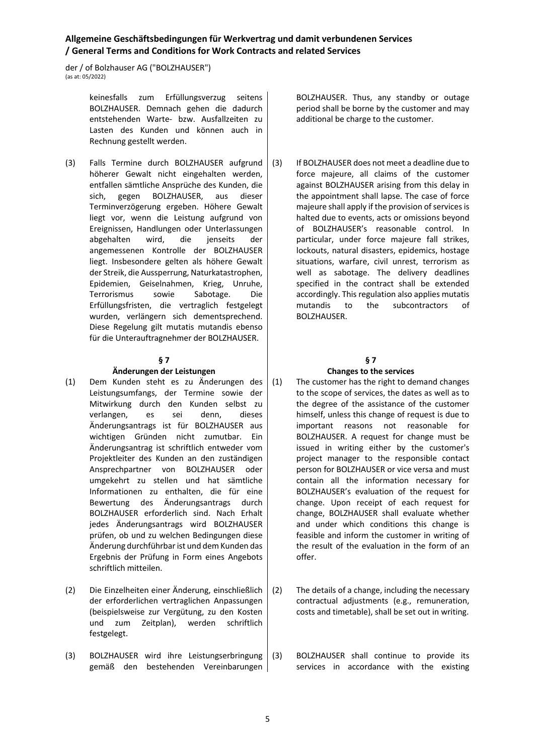keinesfalls zum Erfüllungsverzug seitens BOLZHAUSER. Demnach gehen die dadurch entstehenden Warte- bzw. Ausfallzeiten zu Lasten des Kunden und können auch in Rechnung gestellt werden.

BOLZHAUSER. Thus, any standby or outage period shall be borne by the customer and may additional be charge to the customer.

(3) Falls Termine durch BOLZHAUSER aufgrund höherer Gewalt nicht eingehalten werden, entfallen sämtliche Ansprüche des Kunden, die sich, gegen BOLZHAUSER, aus dieser Terminverzögerung ergeben. Höhere Gewalt liegt vor, wenn die Leistung aufgrund von Ereignissen, Handlungen oder Unterlassungen abgehalten wird, die jenseits der angemessenen Kontrolle der BOLZHAUSER liegt. Insbesondere gelten als höhere Gewalt der Streik, die Aussperrung, Naturkatastrophen, Epidemien, Geiselnahmen, Krieg, Unruhe, Terrorismus sowie Sabotage. Die Erfüllungsfristen, die vertraglich festgelegt wurden, verlängern sich dementsprechend. Diese Regelung gilt mutatis mutandis ebenso für die Unterauftragnehmer der BOLZHAUSER.

(3) If BOLZHAUSER does not meet a deadline due to force majeure, all claims of the customer against BOLZHAUSER arising from this delay in the appointment shall lapse. The case of force majeure shall apply if the provision of services is halted due to events, acts or omissions beyond of BOLZHAUSER's reasonable control. In particular, under force majeure fall strikes, lockouts, natural disasters, epidemics, hostage situations, warfare, civil unrest, terrorism as well as sabotage. The delivery deadlines specified in the contract shall be extended accordingly. This regulation also applies mutatis mutandis to the subcontractors of BOLZHAUSER.

## § 7 Änderungen der Leistungen

(1) Dem Kunden steht es zu Änderungen des Leistungsumfangs, der Termine sowie der Mitwirkung durch den Kunden selbst zu verlangen, es sei denn, dieses Änderungsantrags ist für BOLZHAUSER aus wichtigen Gründen nicht zumutbar. Ein Änderungsantrag ist schriftlich entweder vom Projektleiter des Kunden an den zuständigen Ansprechpartner von BOLZHAUSER oder umgekehrt zu stellen und hat sämtliche Informationen zu enthalten, die für eine Bewertung des Änderungsantrags durch BOLZHAUSER erforderlich sind. Nach Erhalt jedes Änderungsantrags wird BOLZHAUSER prüfen, ob und zu welchen Bedingungen diese Änderung durchführbar ist und dem Kunden das Ergebnis der Prüfung in Form eines Angebots schriftlich mitteilen.

(2) Die Einzelheiten einer Änderung, einschließlich der erforderlichen vertraglichen Anpassungen (beispielsweise zur Vergütung, zu den Kosten und zum Zeitplan), werden schriftlich festgelegt.

(3) BOLZHAUSER wird ihre Leistungserbringung gemäß den bestehenden Vereinbarungen

## § 7 Changes to the services

(1) The customer has the right to demand changes to the scope of services, the dates as well as to the degree of the assistance of the customer himself, unless this change of request is due to important reasons not reasonable for BOLZHAUSER. A request for change must be issued in writing either by the customer's project manager to the responsible contact person for BOLZHAUSER or vice versa and must contain all the information necessary for BOLZHAUSER's evaluation of the request for change. Upon receipt of each request for change, BOLZHAUSER shall evaluate whether and under which conditions this change is feasible and inform the customer in writing of the result of the evaluation in the form of an offer.

(2) The details of a change, including the necessary contractual adjustments (e.g., remuneration, costs and timetable), shall be set out in writing.

(3) BOLZHAUSER shall continue to provide its services in accordance with the existing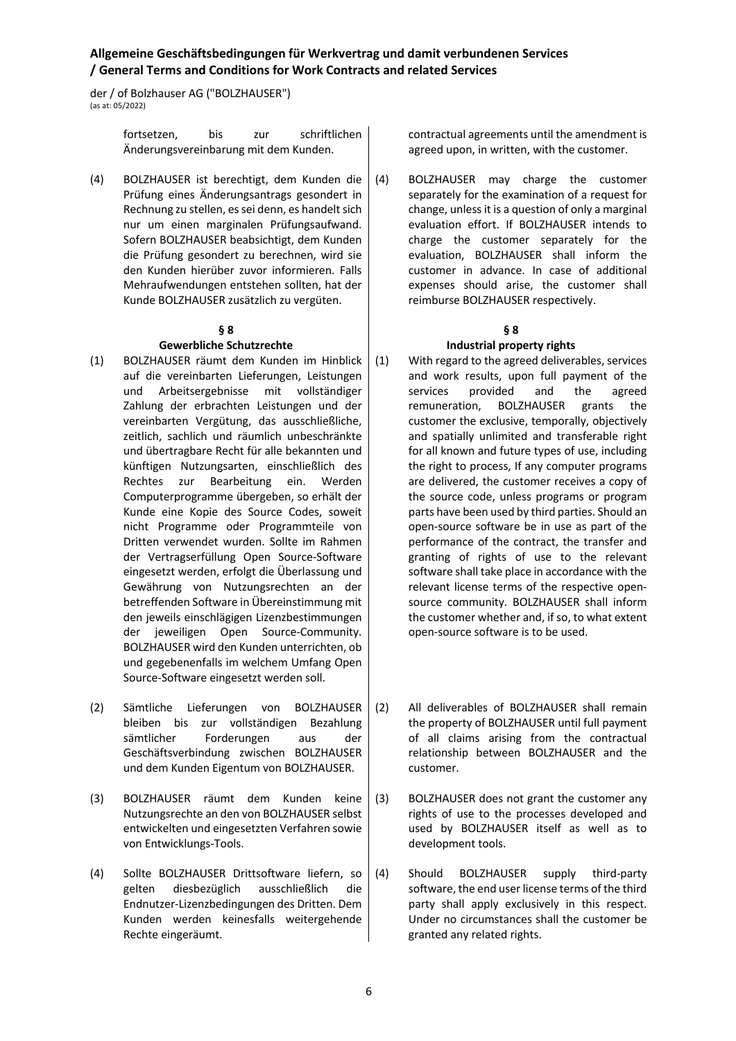fortsetzen, bis zur schriftlichen Änderungsvereinbarung mit dem Kunden.

contractual agreements until the amendment is agreed upon, in written, with the customer.

(4) BOLZHAUSER ist berechtigt, dem Kunden die Prüfung eines Änderungsantrags gesondert in Rechnung zu stellen, es sei denn, es handelt sich nur um einen marginalen Prüfungsaufwand. Sofern BOLZHAUSER beabsichtigt, dem Kunden die Prüfung gesondert zu berechnen, wird sie den Kunden hierüber zuvor informieren. Falls Mehraufwendungen entstehen sollten, hat der Kunde BOLZHAUSER zusätzlich zu vergüten.

(4) BOLZHAUSER may charge the customer separately for the examination of a request for change, unless it is a question of only a marginal evaluation effort. If BOLZHAUSER intends to charge the customer separately for the evaluation, BOLZHAUSER shall inform the customer in advance. In case of additional expenses should arise, the customer shall reimburse BOLZHAUSER respectively.

### § 8
### Gewerbliche Schutzrechte / Industrial property rights

(1) BOLZHAUSER räumt dem Kunden im Hinblick auf die vereinbarten Lieferungen, Leistungen und Arbeitsergebnisse mit vollständiger Zahlung der erbrachten Leistungen und der vereinbarten Vergütung, das ausschließliche, zeitlich, sachlich und räumlich unbeschränkte und übertragbare Recht für alle bekannten und künftigen Nutzungsarten, einschließlich des Rechtes zur Bearbeitung ein. Werden Computerprogramme übergeben, so erhält der Kunde eine Kopie des Source Codes, soweit nicht Programme oder Programmteile von Dritten verwendet wurden. Sollte im Rahmen der Vertragserfüllung Open Source-Software eingesetzt werden, erfolgt die Überlassung und Gewährung von Nutzungsrechten an der betreffenden Software in Übereinstimmung mit den jeweils einschlägigen Lizenzbestimmungen der jeweiligen Open Source-Community. BOLZHAUSER wird den Kunden unterrichten, ob und gegebenenfalls im welchem Umfang Open Source-Software eingesetzt werden soll.

(1) With regard to the agreed deliverables, services and work results, upon full payment of the services provided and the agreed remuneration, BOLZHAUSER grants the customer the exclusive, temporally, objectively and spatially unlimited and transferable right for all known and future types of use, including the right to process, If any computer programs are delivered, the customer receives a copy of the source code, unless programs or program parts have been used by third parties. Should an open-source software be in use as part of the performance of the contract, the transfer and granting of rights of use to the relevant software shall take place in accordance with the relevant license terms of the respective open-source community. BOLZHAUSER shall inform the customer whether and, if so, to what extent open-source software is to be used.

(2) Sämtliche Lieferungen von BOLZHAUSER bleiben bis zur vollständigen Bezahlung sämtlicher Forderungen aus der Geschäftsverbindung zwischen BOLZHAUSER und dem Kunden Eigentum von BOLZHAUSER.

(2) All deliverables of BOLZHAUSER shall remain the property of BOLZHAUSER until full payment of all claims arising from the contractual relationship between BOLZHAUSER and the customer.

(3) BOLZHAUSER räumt dem Kunden keine Nutzungsrechte an den von BOLZHAUSER selbst entwickelten und eingesetzten Verfahren sowie von Entwicklungs-Tools.

(3) BOLZHAUSER does not grant the customer any rights of use to the processes developed and used by BOLZHAUSER itself as well as to development tools.

(4) Sollte BOLZHAUSER Drittsoftware liefern, so gelten diesbezüglich ausschließlich die Endnutzer-Lizenzbedingungen des Dritten. Dem Kunden werden keinesfalls weitergehende Rechte eingeräumt.

(4) Should BOLZHAUSER supply third-party software, the end user license terms of the third party shall apply exclusively in this respect. Under no circumstances shall the customer be granted any related rights.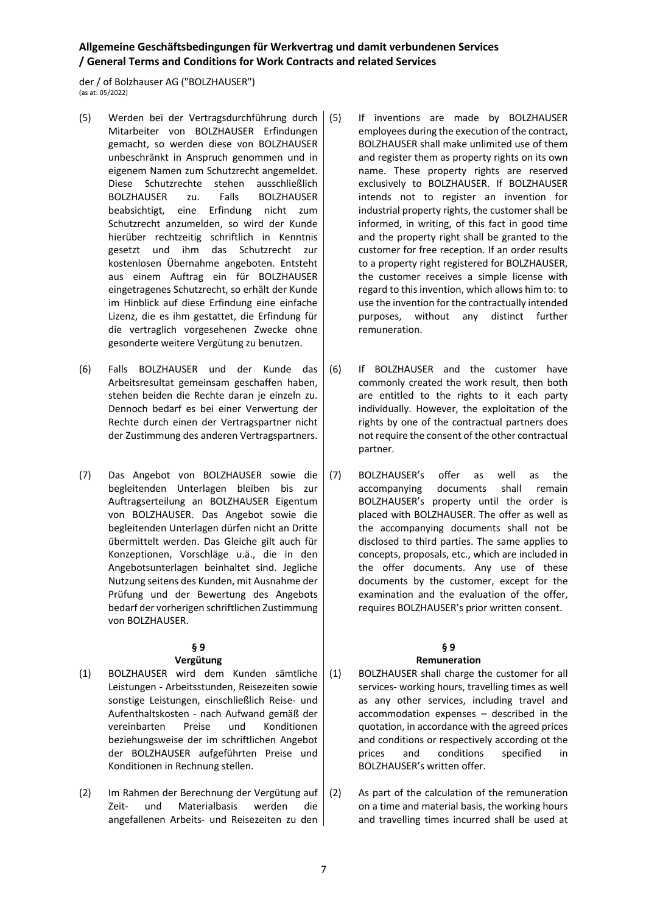(5) Werden bei der Vertragsdurchführung durch Mitarbeiter von BOLZHAUSER Erfindungen gemacht, so werden diese von BOLZHAUSER unbeschränkt in Anspruch genommen und in eigenem Namen zum Schutzrecht angemeldet. Diese Schutzrechte stehen ausschließlich BOLZHAUSER zu. Falls BOLZHAUSER beabsichtigt, eine Erfindung nicht zum Schutzrecht anzumelden, so wird der Kunde hierüber rechtzeitig schriftlich in Kenntnis gesetzt und ihm das Schutzrecht zur kostenlosen Übernahme angeboten. Entsteht aus einem Auftrag ein für BOLZHAUSER eingetragenes Schutzrecht, so erhält der Kunde im Hinblick auf diese Erfindung eine einfache Lizenz, die es ihm gestattet, die Erfindung für die vertraglich vorgesehenen Zwecke ohne gesonderte weitere Vergütung zu benutzen.

(5) If inventions are made by BOLZHAUSER employees during the execution of the contract, BOLZHAUSER shall make unlimited use of them and register them as property rights on its own name. These property rights are reserved exclusively to BOLZHAUSER. If BOLZHAUSER intends not to register an invention for industrial property rights, the customer shall be informed, in writing, of this fact in good time and the property right shall be granted to the customer for free reception. If an order results to a property right registered for BOLZHAUSER, the customer receives a simple license with regard to this invention, which allows him to: to use the invention for the contractually intended purposes, without any distinct further remuneration.

(6) Falls BOLZHAUSER und der Kunde das Arbeitsresultat gemeinsam geschaffen haben, stehen beiden die Rechte daran je einzeln zu. Dennoch bedarf es bei einer Verwertung der Rechte durch einen der Vertragspartner nicht der Zustimmung des anderen Vertragspartners.

(6) If BOLZHAUSER and the customer have commonly created the work result, then both are entitled to the rights to it each party individually. However, the exploitation of the rights by one of the contractual partners does not require the consent of the other contractual partner.

(7) Das Angebot von BOLZHAUSER sowie die begleitenden Unterlagen bleiben bis zur Auftragserteilung an BOLZHAUSER Eigentum von BOLZHAUSER. Das Angebot sowie die begleitenden Unterlagen dürfen nicht an Dritte übermittelt werden. Das Gleiche gilt auch für Konzeptionen, Vorschläge u.ä., die in den Angebotsunterlagen beinhaltet sind. Jegliche Nutzung seitens des Kunden, mit Ausnahme der Prüfung und der Bewertung des Angebots bedarf der vorherigen schriftlichen Zustimmung von BOLZHAUSER.

(7) BOLZHAUSER's offer as well as the accompanying documents shall remain BOLZHAUSER's property until the order is placed with BOLZHAUSER. The offer as well as the accompanying documents shall not be disclosed to third parties. The same applies to concepts, proposals, etc., which are included in the offer documents. Any use of these documents by the customer, except for the examination and the evaluation of the offer, requires BOLZHAUSER's prior written consent.

## § 9 Vergütung / § 9 Remuneration

(1) BOLZHAUSER wird dem Kunden sämtliche Leistungen - Arbeitsstunden, Reisezeiten sowie sonstige Leistungen, einschließlich Reise- und Aufenthaltskosten - nach Aufwand gemäß der vereinbarten Preise und Konditionen beziehungsweise der im schriftlichen Angebot der BOLZHAUSER aufgeführten Preise und Konditionen in Rechnung stellen.

(1) BOLZHAUSER shall charge the customer for all services- working hours, travelling times as well as any other services, including travel and accommodation expenses – described in the quotation, in accordance with the agreed prices and conditions or respectively according ot the prices and conditions specified in BOLZHAUSER's written offer.

(2) Im Rahmen der Berechnung der Vergütung auf Zeit- und Materialbasis werden die angefallenen Arbeits- und Reisezeiten zu den

(2) As part of the calculation of the remuneration on a time and material basis, the working hours and travelling times incurred shall be used at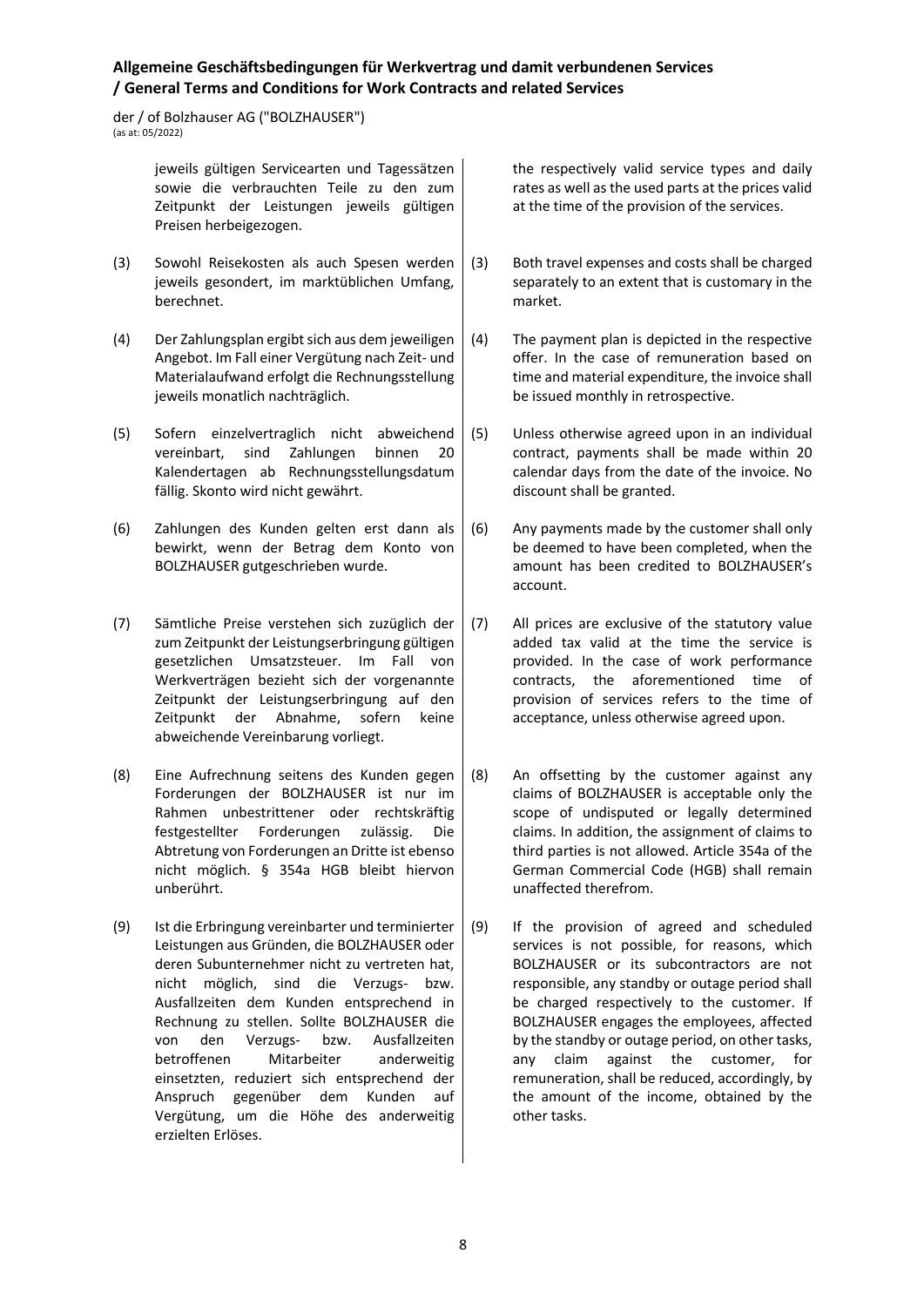jeweils gültigen Servicearten und Tagessätzen sowie die verbrauchten Teile zu den zum Zeitpunkt der Leistungen jeweils gültigen Preisen herbeigezogen.

the respectively valid service types and daily rates as well as the used parts at the prices valid at the time of the provision of the services.

(3) Sowohl Reisekosten als auch Spesen werden jeweils gesondert, im marktüblichen Umfang, berechnet.

(3) Both travel expenses and costs shall be charged separately to an extent that is customary in the market.

(4) Der Zahlungsplan ergibt sich aus dem jeweiligen Angebot. Im Fall einer Vergütung nach Zeit- und Materialaufwand erfolgt die Rechnungsstellung jeweils monatlich nachträglich.

(4) The payment plan is depicted in the respective offer. In the case of remuneration based on time and material expenditure, the invoice shall be issued monthly in retrospective.

(5) Sofern einzelvertraglich nicht abweichend vereinbart, sind Zahlungen binnen 20 Kalendertagen ab Rechnungsstellungsdatum fällig. Skonto wird nicht gewährt.

(5) Unless otherwise agreed upon in an individual contract, payments shall be made within 20 calendar days from the date of the invoice. No discount shall be granted.

(6) Zahlungen des Kunden gelten erst dann als bewirkt, wenn der Betrag dem Konto von BOLZHAUSER gutgeschrieben wurde.

(6) Any payments made by the customer shall only be deemed to have been completed, when the amount has been credited to BOLZHAUSER's account.

(7) Sämtliche Preise verstehen sich zuzüglich der zum Zeitpunkt der Leistungserbringung gültigen gesetzlichen Umsatzsteuer. Im Fall von Werkverträgen bezieht sich der vorgenannte Zeitpunkt der Leistungserbringung auf den Zeitpunkt der Abnahme, sofern keine abweichende Vereinbarung vorliegt.

(7) All prices are exclusive of the statutory value added tax valid at the time the service is provided. In the case of work performance contracts, the aforementioned time of provision of services refers to the time of acceptance, unless otherwise agreed upon.

(8) Eine Aufrechnung seitens des Kunden gegen Forderungen der BOLZHAUSER ist nur im Rahmen unbestrittener oder rechtskräftig festgestellter Forderungen zulässig. Die Abtretung von Forderungen an Dritte ist ebenso nicht möglich. § 354a HGB bleibt hiervon unberührt.

(8) An offsetting by the customer against any claims of BOLZHAUSER is acceptable only the scope of undisputed or legally determined claims. In addition, the assignment of claims to third parties is not allowed. Article 354a of the German Commercial Code (HGB) shall remain unaffected therefrom.

(9) Ist die Erbringung vereinbarter und terminierter Leistungen aus Gründen, die BOLZHAUSER oder deren Subunternehmer nicht zu vertreten hat, nicht möglich, sind die Verzugs- bzw. Ausfallzeiten dem Kunden entsprechend in Rechnung zu stellen. Sollte BOLZHAUSER die von den Verzugs- bzw. Ausfallzeiten betroffenen Mitarbeiter anderweitig einsetzten, reduziert sich entsprechend der Anspruch gegenüber dem Kunden auf Vergütung, um die Höhe des anderweitig erzielten Erlöses.

(9) If the provision of agreed and scheduled services is not possible, for reasons, which BOLZHAUSER or its subcontractors are not responsible, any standby or outage period shall be charged respectively to the customer. If BOLZHAUSER engages the employees, affected by the standby or outage period, on other tasks, any claim against the customer, for remuneration, shall be reduced, accordingly, by the amount of the income, obtained by the other tasks.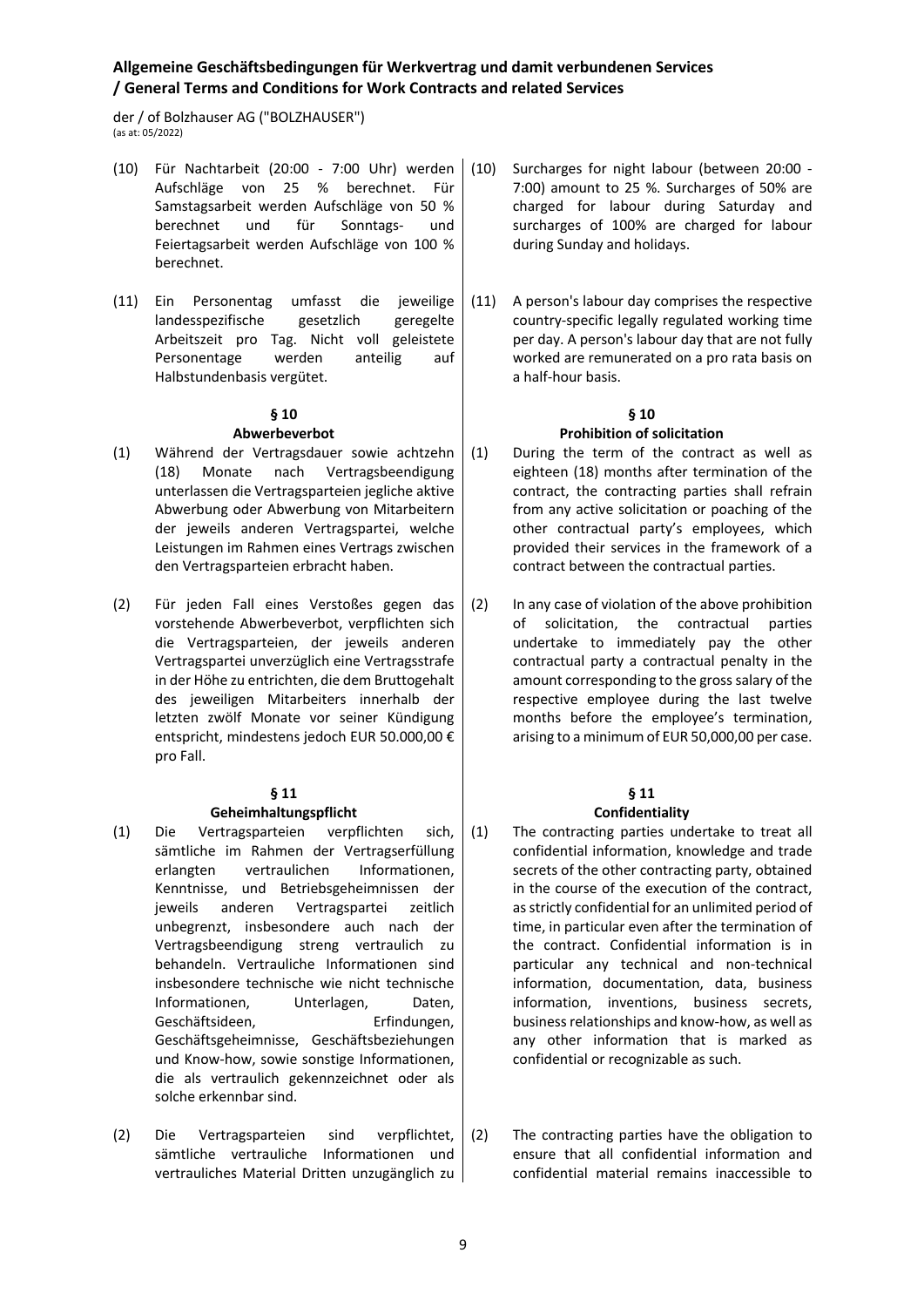(10) Für Nachtarbeit (20:00 - 7:00 Uhr) werden Aufschläge von 25 % berechnet. Für Samstagsarbeit werden Aufschläge von 50 % berechnet und für Sonntags- und Feiertagsarbeit werden Aufschläge von 100 % berechnet.

(10) Surcharges for night labour (between 20:00 - 7:00) amount to 25 %. Surcharges of 50% are charged for labour during Saturday and surcharges of 100% are charged for labour during Sunday and holidays.

(11) Ein Personentag umfasst die jeweilige landesspezifische gesetzlich geregelte Arbeitszeit pro Tag. Nicht voll geleistete Personentage werden anteilig auf Halbstundenbasis vergütet.

(11) A person's labour day comprises the respective country-specific legally regulated working time per day. A person's labour day that are not fully worked are remunerated on a pro rata basis on a half-hour basis.

## § 10
## Abwerbeverbot / Prohibition of solicitation

(1) Während der Vertragsdauer sowie achtzehn (18) Monate nach Vertragsbeendigung unterlassen die Vertragsparteien jegliche aktive Abwerbung oder Abwerbung von Mitarbeitern der jeweils anderen Vertragspartei, welche Leistungen im Rahmen eines Vertrags zwischen den Vertragsparteien erbracht haben.

(1) During the term of the contract as well as eighteen (18) months after termination of the contract, the contracting parties shall refrain from any active solicitation or poaching of the other contractual party's employees, which provided their services in the framework of a contract between the contractual parties.

(2) Für jeden Fall eines Verstoßes gegen das vorstehende Abwerbeverbot, verpflichten sich die Vertragsparteien, der jeweils anderen Vertragspartei unverzüglich eine Vertragsstrafe in der Höhe zu entrichten, die dem Bruttogehalt des jeweiligen Mitarbeiters innerhalb der letzten zwölf Monate vor seiner Kündigung entspricht, mindestens jedoch EUR 50.000,00 € pro Fall.

(2) In any case of violation of the above prohibition of solicitation, the contractual parties undertake to immediately pay the other contractual party a contractual penalty in the amount corresponding to the gross salary of the respective employee during the last twelve months before the employee's termination, arising to a minimum of EUR 50,000,00 per case.

## § 11
## Geheimhaltungspflicht / Confidentiality

(1) Die Vertragsparteien verpflichten sich, sämtliche im Rahmen der Vertragserfüllung erlangten vertraulichen Informationen, Kenntnisse, und Betriebsgeheimnissen der jeweils anderen Vertragspartei zeitlich unbegrenzt, insbesondere auch nach der Vertragsbeendigung streng vertraulich zu behandeln. Vertrauliche Informationen sind insbesondere technische wie nicht technische Informationen, Unterlagen, Daten, Geschäftsideen, Erfindungen, Geschäftsgeheimnisse, Geschäftsbeziehungen und Know-how, sowie sonstige Informationen, die als vertraulich gekennzeichnet oder als solche erkennbar sind.

(1) The contracting parties undertake to treat all confidential information, knowledge and trade secrets of the other contracting party, obtained in the course of the execution of the contract, as strictly confidential for an unlimited period of time, in particular even after the termination of the contract. Confidential information is in particular any technical and non-technical information, documentation, data, business information, inventions, business secrets, business relationships and know-how, as well as any other information that is marked as confidential or recognizable as such.

(2) Die Vertragsparteien sind verpflichtet, sämtliche vertrauliche Informationen und vertrauliches Material Dritten unzugänglich zu

(2) The contracting parties have the obligation to ensure that all confidential information and confidential material remains inaccessible to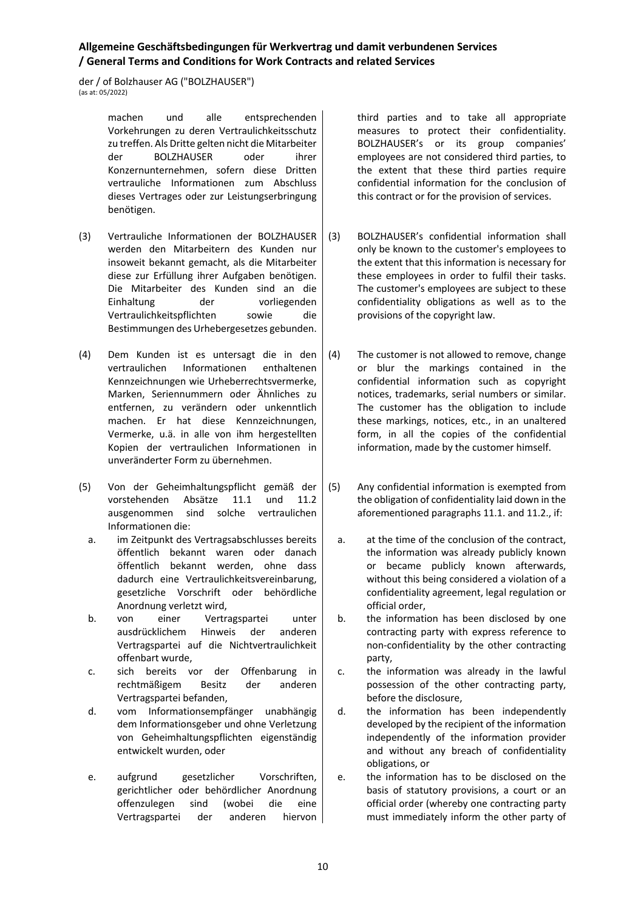machen und alle entsprechenden Vorkehrungen zu deren Vertraulichkeitsschutz zu treffen. Als Dritte gelten nicht die Mitarbeiter der BOLZHAUSER oder ihrer Konzernunternehmen, sofern diese Dritten vertrauliche Informationen zum Abschluss dieses Vertrages oder zur Leistungserbringung benötigen.

third parties and to take all appropriate measures to protect their confidentiality. BOLZHAUSER's or its group companies' employees are not considered third parties, to the extent that these third parties require confidential information for the conclusion of this contract or for the provision of services.

(3) Vertrauliche Informationen der BOLZHAUSER werden den Mitarbeitern des Kunden nur insoweit bekannt gemacht, als die Mitarbeiter diese zur Erfüllung ihrer Aufgaben benötigen. Die Mitarbeiter des Kunden sind an die Einhaltung der vorliegenden Vertraulichkeitspflichten sowie die Bestimmungen des Urhebergesetzes gebunden.

(3) BOLZHAUSER's confidential information shall only be known to the customer's employees to the extent that this information is necessary for these employees in order to fulfil their tasks. The customer's employees are subject to these confidentiality obligations as well as to the provisions of the copyright law.

(4) Dem Kunden ist es untersagt die in den vertraulichen Informationen enthaltenen Kennzeichnungen wie Urheberrechtsvermerke, Marken, Seriennummern oder Ähnliches zu entfernen, zu verändern oder unkenntlich machen. Er hat diese Kennzeichnungen, Vermerke, u.ä. in alle von ihm hergestellten Kopien der vertraulichen Informationen in unveränderter Form zu übernehmen.

(4) The customer is not allowed to remove, change or blur the markings contained in the confidential information such as copyright notices, trademarks, serial numbers or similar. The customer has the obligation to include these markings, notices, etc., in an unaltered form, in all the copies of the confidential information, made by the customer himself.

(5) Von der Geheimhaltungspflicht gemäß der vorstehenden Absätze 11.1 und 11.2 ausgenommen sind solche vertraulichen Informationen die:

a. im Zeitpunkt des Vertragsabschlusses bereits öffentlich bekannt waren oder danach öffentlich bekannt werden, ohne dass dadurch eine Vertraulichkeitsvereinbarung, gesetzliche Vorschrift oder behördliche Anordnung verletzt wird,
b. von einer Vertragspartei unter ausdrücklichem Hinweis der anderen Vertragspartei auf die Nichtvertraulichkeit offenbart wurde,
c. sich bereits vor der Offenbarung in rechtmäßigem Besitz der anderen Vertragspartei befanden,
d. vom Informationsempfänger unabhängig dem Informationsgeber und ohne Verletzung von Geheimhaltungspflichten eigenständig entwickelt wurden, oder
e. aufgrund gesetzlicher Vorschriften, gerichtlicher oder behördlicher Anordnung offenzulegen sind (wobei die eine Vertragspartei der anderen hiervon

(5) Any confidential information is exempted from the obligation of confidentiality laid down in the aforementioned paragraphs 11.1. and 11.2., if:

a. at the time of the conclusion of the contract, the information was already publicly known or became publicly known afterwards, without this being considered a violation of a confidentiality agreement, legal regulation or official order,
b. the information has been disclosed by one contracting party with express reference to non-confidentiality by the other contracting party,
c. the information was already in the lawful possession of the other contracting party, before the disclosure,
d. the information has been independently developed by the recipient of the information independently of the information provider and without any breach of confidentiality obligations, or
e. the information has to be disclosed on the basis of statutory provisions, a court or an official order (whereby one contracting party must immediately inform the other party of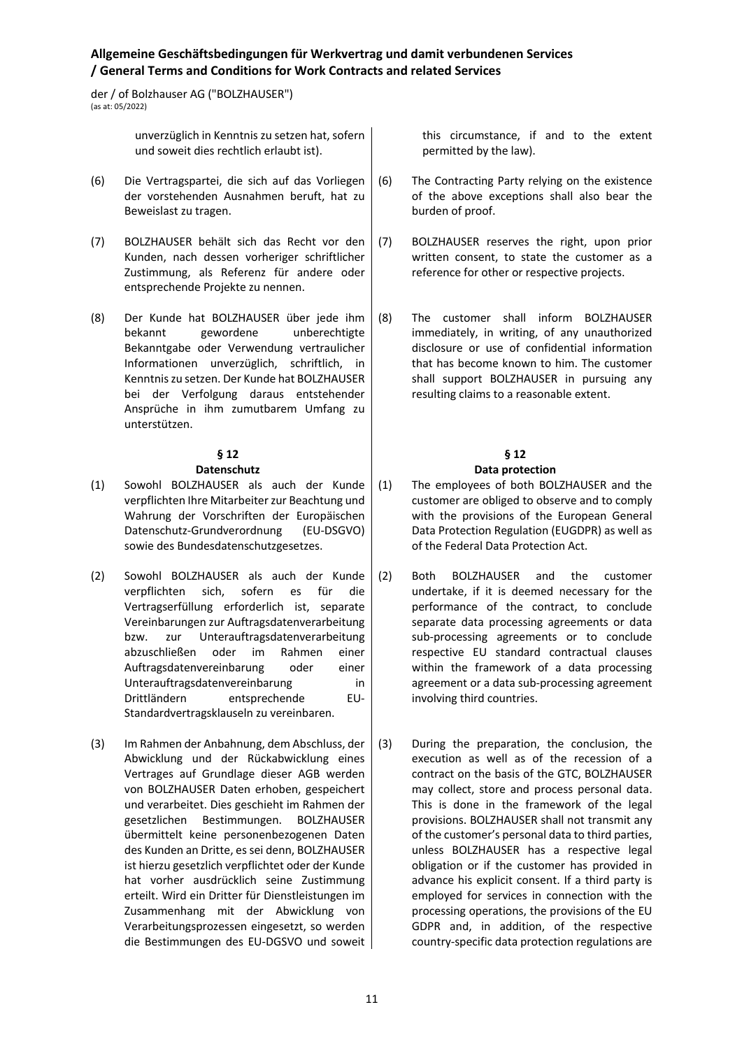unverzüglich in Kenntnis zu setzen hat, sofern und soweit dies rechtlich erlaubt ist).

this circumstance, if and to the extent permitted by the law).

(6) Die Vertragspartei, die sich auf das Vorliegen der vorstehenden Ausnahmen beruft, hat zu Beweislast zu tragen.

(6) The Contracting Party relying on the existence of the above exceptions shall also bear the burden of proof.

(7) BOLZHAUSER behält sich das Recht vor den Kunden, nach dessen vorheriger schriftlicher Zustimmung, als Referenz für andere oder entsprechende Projekte zu nennen.

(7) BOLZHAUSER reserves the right, upon prior written consent, to state the customer as a reference for other or respective projects.

(8) Der Kunde hat BOLZHAUSER über jede ihm bekannt gewordene unberechtigte Bekanntgabe oder Verwendung vertraulicher Informationen unverzüglich, schriftlich, in Kenntnis zu setzen. Der Kunde hat BOLZHAUSER bei der Verfolgung daraus entstehender Ansprüche in ihm zumutbarem Umfang zu unterstützen.

(8) The customer shall inform BOLZHAUSER immediately, in writing, of any unauthorized disclosure or use of confidential information that has become known to him. The customer shall support BOLZHAUSER in pursuing any resulting claims to a reasonable extent.

## § 12 Datenschutz

## § 12 Data protection

(1) Sowohl BOLZHAUSER als auch der Kunde verpflichten Ihre Mitarbeiter zur Beachtung und Wahrung der Vorschriften der Europäischen Datenschutz-Grundverordnung (EU-DSGVO) sowie des Bundesdatenschutzgesetzes.

(1) The employees of both BOLZHAUSER and the customer are obliged to observe and to comply with the provisions of the European General Data Protection Regulation (EUGDPR) as well as of the Federal Data Protection Act.

(2) Sowohl BOLZHAUSER als auch der Kunde verpflichten sich, sofern es für die Vertragserfüllung erforderlich ist, separate Vereinbarungen zur Auftragsdatenverarbeitung bzw. zur Unterauftragsdatenverarbeitung abzuschließen oder im Rahmen einer Auftragsdatenvereinbarung oder einer Unterauftragsdatenvereinbarung in Drittländern entsprechende EU-Standardvertragsklauseln zu vereinbaren.

(2) Both BOLZHAUSER and the customer undertake, if it is deemed necessary for the performance of the contract, to conclude separate data processing agreements or data sub-processing agreements or to conclude respective EU standard contractual clauses within the framework of a data processing agreement or a data sub-processing agreement involving third countries.

(3) Im Rahmen der Anbahnung, dem Abschluss, der Abwicklung und der Rückabwicklung eines Vertrages auf Grundlage dieser AGB werden von BOLZHAUSER Daten erhoben, gespeichert und verarbeitet. Dies geschieht im Rahmen der gesetzlichen Bestimmungen. BOLZHAUSER übermittelt keine personenbezogenen Daten des Kunden an Dritte, es sei denn, BOLZHAUSER ist hierzu gesetzlich verpflichtet oder der Kunde hat vorher ausdrücklich seine Zustimmung erteilt. Wird ein Dritter für Dienstleistungen im Zusammenhang mit der Abwicklung von Verarbeitungsprozessen eingesetzt, so werden die Bestimmungen des EU-DGSVO und soweit

(3) During the preparation, the conclusion, the execution as well as of the recession of a contract on the basis of the GTC, BOLZHAUSER may collect, store and process personal data. This is done in the framework of the legal provisions. BOLZHAUSER shall not transmit any of the customer's personal data to third parties, unless BOLZHAUSER has a respective legal obligation or if the customer has provided in advance his explicit consent. If a third party is employed for services in connection with the processing operations, the provisions of the EU GDPR and, in addition, of the respective country-specific data protection regulations are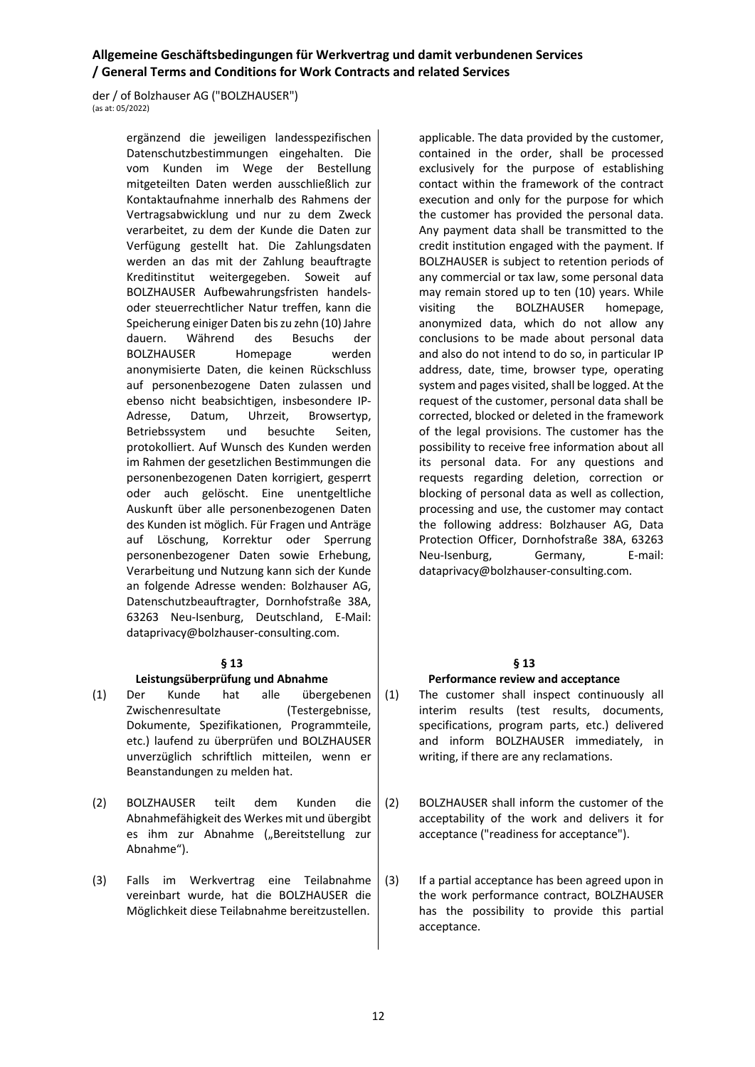ergänzend die jeweiligen landesspezifischen Datenschutzbestimmungen eingehalten. Die vom Kunden im Wege der Bestellung mitgeteilten Daten werden ausschließlich zur Kontaktaufnahme innerhalb des Rahmens der Vertragsabwicklung und nur zu dem Zweck verarbeitet, zu dem der Kunde die Daten zur Verfügung gestellt hat. Die Zahlungsdaten werden an das mit der Zahlung beauftragte Kreditinstitut weitergegeben. Soweit auf BOLZHAUSER Aufbewahrungsfristen handels- oder steuerrechtlicher Natur treffen, kann die Speicherung einiger Daten bis zu zehn (10) Jahre dauern. Während des Besuchs der BOLZHAUSER Homepage werden anonymisierte Daten, die keinen Rückschluss auf personenbezogene Daten zulassen und ebenso nicht beabsichtigen, insbesondere IP-Adresse, Datum, Uhrzeit, Browsertyp, Betriebssystem und besuchte Seiten, protokolliert. Auf Wunsch des Kunden werden im Rahmen der gesetzlichen Bestimmungen die personenbezogenen Daten korrigiert, gesperrt oder auch gelöscht. Eine unentgeltliche Auskunft über alle personenbezogenen Daten des Kunden ist möglich. Für Fragen und Anträge auf Löschung, Korrektur oder Sperrung personenbezogener Daten sowie Erhebung, Verarbeitung und Nutzung kann sich der Kunde an folgende Adresse wenden: Bolzhauser AG, Datenschutzbeauftragter, Dornhofstraße 38A, 63263 Neu-Isenburg, Deutschland, E-Mail: dataprivacy@bolzhauser-consulting.com.

applicable. The data provided by the customer, contained in the order, shall be processed exclusively for the purpose of establishing contact within the framework of the contract execution and only for the purpose for which the customer has provided the personal data. Any payment data shall be transmitted to the credit institution engaged with the payment. If BOLZHAUSER is subject to retention periods of any commercial or tax law, some personal data may remain stored up to ten (10) years. While visiting the BOLZHAUSER homepage, anonymized data, which do not allow any conclusions to be made about personal data and also do not intend to do so, in particular IP address, date, time, browser type, operating system and pages visited, shall be logged. At the request of the customer, personal data shall be corrected, blocked or deleted in the framework of the legal provisions. The customer has the possibility to receive free information about all its personal data. For any questions and requests regarding deletion, correction or blocking of personal data as well as collection, processing and use, the customer may contact the following address: Bolzhauser AG, Data Protection Officer, Dornhofstraße 38A, 63263 Neu-Isenburg, Germany, E-mail: dataprivacy@bolzhauser-consulting.com.

## § 13
## Leistungsüberprüfung und Abnahme

(1) Der Kunde hat alle übergebenen Zwischenresultate (Testergebnisse, Dokumente, Spezifikationen, Programmteile, etc.) laufend zu überprüfen und BOLZHAUSER unverzüglich schriftlich mitteilen, wenn er Beanstandungen zu melden hat.

(2) BOLZHAUSER teilt dem Kunden die Abnahmefähigkeit des Werkes mit und übergibt es ihm zur Abnahme („Bereitstellung zur Abnahme“).

(3) Falls im Werkvertrag eine Teilabnahme vereinbart wurde, hat die BOLZHAUSER die Möglichkeit diese Teilabnahme bereitzustellen.

## § 13
## Performance review and acceptance

(1) The customer shall inspect continuously all interim results (test results, documents, specifications, program parts, etc.) delivered and inform BOLZHAUSER immediately, in writing, if there are any reclamations.

(2) BOLZHAUSER shall inform the customer of the acceptability of the work and delivers it for acceptance ("readiness for acceptance").

(3) If a partial acceptance has been agreed upon in the work performance contract, BOLZHAUSER has the possibility to provide this partial acceptance.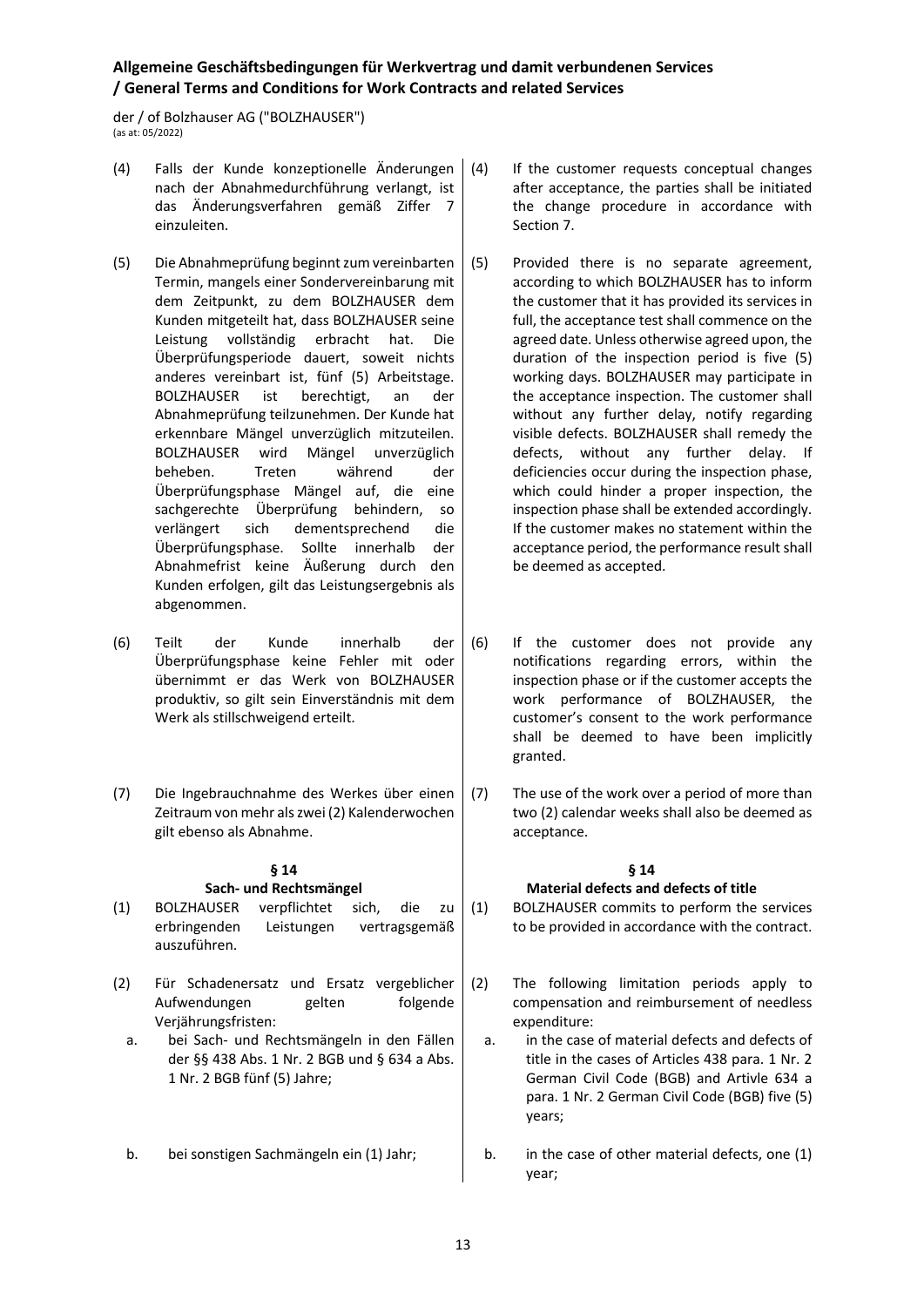(4) Falls der Kunde konzeptionelle Änderungen nach der Abnahmedurchführung verlangt, ist das Änderungsverfahren gemäß Ziffer 7 einzuleiten.

(4) If the customer requests conceptual changes after acceptance, the parties shall be initiated the change procedure in accordance with Section 7.

(5) Die Abnahmeprüfung beginnt zum vereinbarten Termin, mangels einer Sondervereinbarung mit dem Zeitpunkt, zu dem BOLZHAUSER dem Kunden mitgeteilt hat, dass BOLZHAUSER seine Leistung vollständig erbracht hat. Die Überprüfungsperiode dauert, soweit nichts anderes vereinbart ist, fünf (5) Arbeitstage. BOLZHAUSER ist berechtigt, an der Abnahmeprüfung teilzunehmen. Der Kunde hat erkennbare Mängel unverzüglich mitzuteilen. BOLZHAUSER wird Mängel unverzüglich beheben. Treten während der Überprüfungsphase Mängel auf, die eine sachgerechte Überprüfung behindern, so verlängert sich dementsprechend die Überprüfungsphase. Sollte innerhalb der Abnahmefrist keine Äußerung durch den Kunden erfolgen, gilt das Leistungsergebnis als abgenommen.

(5) Provided there is no separate agreement, according to which BOLZHAUSER has to inform the customer that it has provided its services in full, the acceptance test shall commence on the agreed date. Unless otherwise agreed upon, the duration of the inspection period is five (5) working days. BOLZHAUSER may participate in the acceptance inspection. The customer shall without any further delay, notify regarding visible defects. BOLZHAUSER shall remedy the defects, without any further delay. If deficiencies occur during the inspection phase, which could hinder a proper inspection, the inspection phase shall be extended accordingly. If the customer makes no statement within the acceptance period, the performance result shall be deemed as accepted.

(6) Teilt der Kunde innerhalb der Überprüfungsphase keine Fehler mit oder übernimmt er das Werk von BOLZHAUSER produktiv, so gilt sein Einverständnis mit dem Werk als stillschweigend erteilt.

(6) If the customer does not provide any notifications regarding errors, within the inspection phase or if the customer accepts the work performance of BOLZHAUSER, the customer's consent to the work performance shall be deemed to have been implicitly granted.

(7) Die Ingebrauchnahme des Werkes über einen Zeitraum von mehr als zwei (2) Kalenderwochen gilt ebenso als Abnahme.

(7) The use of the work over a period of more than two (2) calendar weeks shall also be deemed as acceptance.

## § 14 Sach- und Rechtsmängel

## § 14 Material defects and defects of title

(1) BOLZHAUSER verpflichtet sich, die zu erbringenden Leistungen vertragsgemäß auszuführen.

(1) BOLZHAUSER commits to perform the services to be provided in accordance with the contract.

(2) Für Schadenersatz und Ersatz vergeblicher Aufwendungen gelten folgende Verjährungsfristen:

a. bei Sach- und Rechtsmängeln in den Fällen der §§ 438 Abs. 1 Nr. 2 BGB und § 634 a Abs. 1 Nr. 2 BGB fünf (5) Jahre;

b. bei sonstigen Sachmängeln ein (1) Jahr;

(2) The following limitation periods apply to compensation and reimbursement of needless expenditure:

a. in the case of material defects and defects of title in the cases of Articles 438 para. 1 Nr. 2 German Civil Code (BGB) and Artivle 634 a para. 1 Nr. 2 German Civil Code (BGB) five (5) years;

b. in the case of other material defects, one (1) year;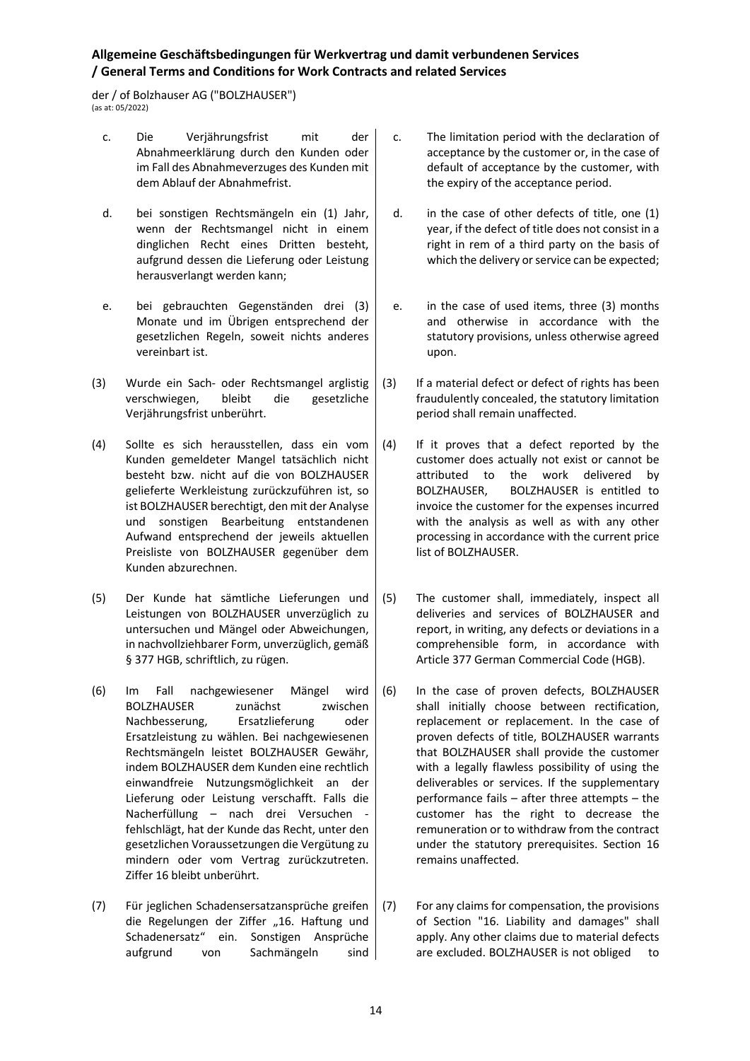c. Die Verjährungsfrist mit der Abnahmeerklärung durch den Kunden oder im Fall des Abnahmeverzuges des Kunden mit dem Ablauf der Abnahmefrist.

c. The limitation period with the declaration of acceptance by the customer or, in the case of default of acceptance by the customer, with the expiry of the acceptance period.

d. bei sonstigen Rechtsmängeln ein (1) Jahr, wenn der Rechtsmangel nicht in einem dinglichen Recht eines Dritten besteht, aufgrund dessen die Lieferung oder Leistung herausverlangt werden kann;

d. in the case of other defects of title, one (1) year, if the defect of title does not consist in a right in rem of a third party on the basis of which the delivery or service can be expected;

e. bei gebrauchten Gegenständen drei (3) Monate und im Übrigen entsprechend der gesetzlichen Regeln, soweit nichts anderes vereinbart ist.

e. in the case of used items, three (3) months and otherwise in accordance with the statutory provisions, unless otherwise agreed upon.

(3) Wurde ein Sach- oder Rechtsmangel arglistig verschwiegen, bleibt die gesetzliche Verjährungsfrist unberührt.

(3) If a material defect or defect of rights has been fraudulently concealed, the statutory limitation period shall remain unaffected.

(4) Sollte es sich herausstellen, dass ein vom Kunden gemeldeter Mangel tatsächlich nicht besteht bzw. nicht auf die von BOLZHAUSER gelieferte Werkleistung zurückzuführen ist, so ist BOLZHAUSER berechtigt, den mit der Analyse und sonstigen Bearbeitung entstandenen Aufwand entsprechend der jeweils aktuellen Preisliste von BOLZHAUSER gegenüber dem Kunden abzurechnen.

(4) If it proves that a defect reported by the customer does actually not exist or cannot be attributed to the work delivered by BOLZHAUSER, BOLZHAUSER is entitled to invoice the customer for the expenses incurred with the analysis as well as with any other processing in accordance with the current price list of BOLZHAUSER.

(5) Der Kunde hat sämtliche Lieferungen und Leistungen von BOLZHAUSER unverzüglich zu untersuchen und Mängel oder Abweichungen, in nachvollziehbarer Form, unverzüglich, gemäß § 377 HGB, schriftlich, zu rügen.

(5) The customer shall, immediately, inspect all deliveries and services of BOLZHAUSER and report, in writing, any defects or deviations in a comprehensible form, in accordance with Article 377 German Commercial Code (HGB).

(6) Im Fall nachgewiesener Mängel wird BOLZHAUSER zunächst zwischen Nachbesserung, Ersatzlieferung oder Ersatzleistung zu wählen. Bei nachgewiesenen Rechtsmängeln leistet BOLZHAUSER Gewähr, indem BOLZHAUSER dem Kunden eine rechtlich einwandfreie Nutzungsmöglichkeit an der Lieferung oder Leistung verschafft. Falls die Nacherfüllung – nach drei Versuchen - fehlschlägt, hat der Kunde das Recht, unter den gesetzlichen Voraussetzungen die Vergütung zu mindern oder vom Vertrag zurückzutreten. Ziffer 16 bleibt unberührt.

(6) In the case of proven defects, BOLZHAUSER shall initially choose between rectification, replacement or replacement. In the case of proven defects of title, BOLZHAUSER warrants that BOLZHAUSER shall provide the customer with a legally flawless possibility of using the deliverables or services. If the supplementary performance fails – after three attempts – the customer has the right to decrease the remuneration or to withdraw from the contract under the statutory prerequisites. Section 16 remains unaffected.

(7) Für jeglichen Schadensersatzansprüche greifen die Regelungen der Ziffer „16. Haftung und Schadenersatz" ein. Sonstigen Ansprüche aufgrund von Sachmängeln sind

(7) For any claims for compensation, the provisions of Section "16. Liability and damages" shall apply. Any other claims due to material defects are excluded. BOLZHAUSER is not obliged to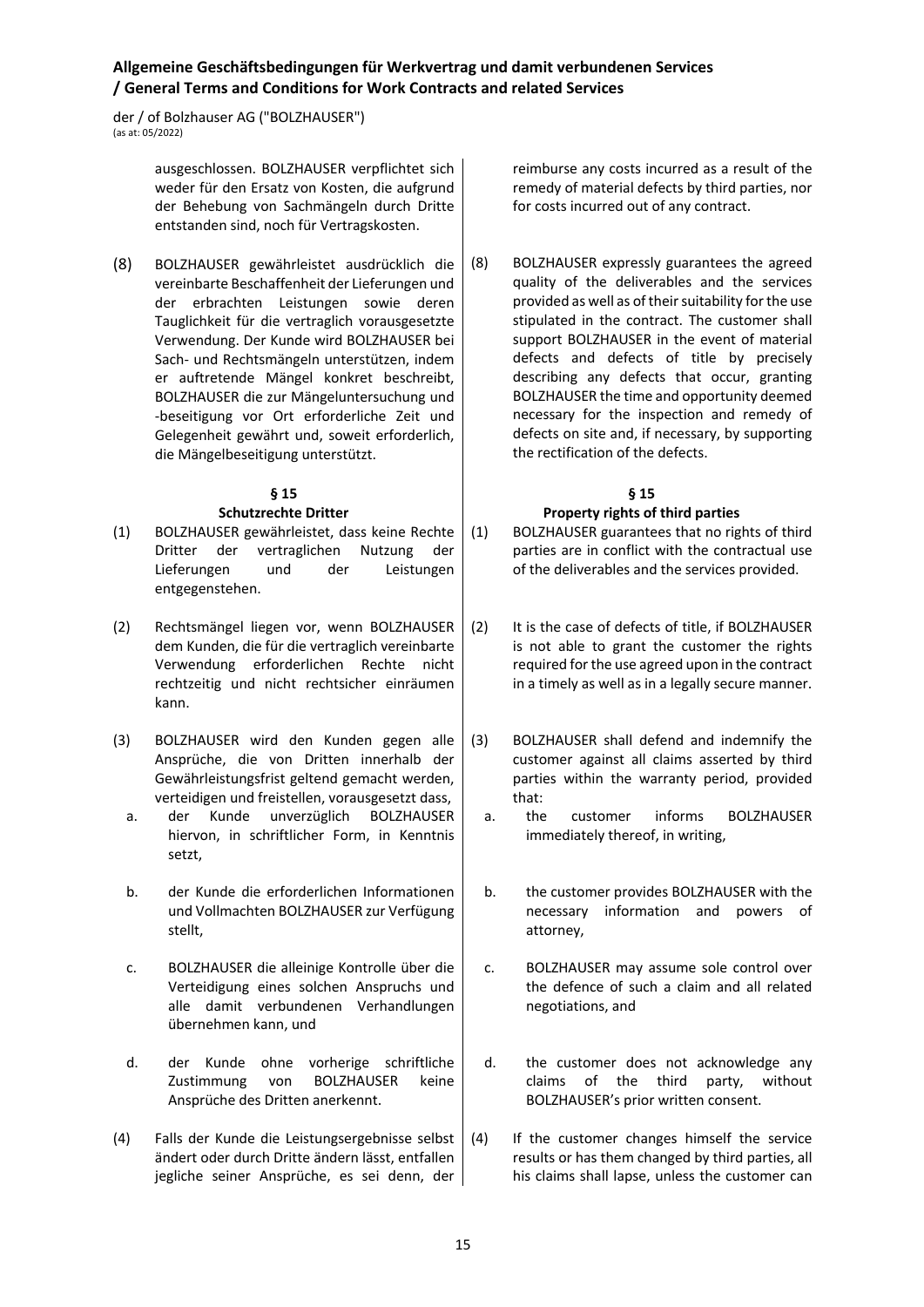ausgeschlossen. BOLZHAUSER verpflichtet sich weder für den Ersatz von Kosten, die aufgrund der Behebung von Sachmängeln durch Dritte entstanden sind, noch für Vertragskosten.

reimburse any costs incurred as a result of the remedy of material defects by third parties, nor for costs incurred out of any contract.

(8) BOLZHAUSER gewährleistet ausdrücklich die vereinbarte Beschaffenheit der Lieferungen und der erbrachten Leistungen sowie deren Tauglichkeit für die vertraglich vorausgesetzte Verwendung. Der Kunde wird BOLZHAUSER bei Sach- und Rechtsmängeln unterstützen, indem er auftretende Mängel konkret beschreibt, BOLZHAUSER die zur Mängeluntersuchung und -beseitigung vor Ort erforderliche Zeit und Gelegenheit gewährt und, soweit erforderlich, die Mängelbeseitigung unterstützt.

(8) BOLZHAUSER expressly guarantees the agreed quality of the deliverables and the services provided as well as of their suitability for the use stipulated in the contract. The customer shall support BOLZHAUSER in the event of material defects and defects of title by precisely describing any defects that occur, granting BOLZHAUSER the time and opportunity deemed necessary for the inspection and remedy of defects on site and, if necessary, by supporting the rectification of the defects.

## § 15
## Schutzrechte Dritter

(1) BOLZHAUSER gewährleistet, dass keine Rechte Dritter der vertraglichen Nutzung der Lieferungen und der Leistungen entgegenstehen.

(2) Rechtsmängel liegen vor, wenn BOLZHAUSER dem Kunden, die für die vertraglich vereinbarte Verwendung erforderlichen Rechte nicht rechtzeitig und nicht rechtsicher einräumen kann.

(3) BOLZHAUSER wird den Kunden gegen alle Ansprüche, die von Dritten innerhalb der Gewährleistungsfrist geltend gemacht werden, verteidigen und freistellen, vorausgesetzt dass,

a. der Kunde unverzüglich BOLZHAUSER hiervon, in schriftlicher Form, in Kenntnis setzt,

b. der Kunde die erforderlichen Informationen und Vollmachten BOLZHAUSER zur Verfügung stellt,

c. BOLZHAUSER die alleinige Kontrolle über die Verteidigung eines solchen Anspruchs und alle damit verbundenen Verhandlungen übernehmen kann, und

d. der Kunde ohne vorherige schriftliche Zustimmung von BOLZHAUSER keine Ansprüche des Dritten anerkennt.

(4) Falls der Kunde die Leistungsergebnisse selbst ändert oder durch Dritte ändern lässt, entfallen jegliche seiner Ansprüche, es sei denn, der

## § 15
## Property rights of third parties

(1) BOLZHAUSER guarantees that no rights of third parties are in conflict with the contractual use of the deliverables and the services provided.

(2) It is the case of defects of title, if BOLZHAUSER is not able to grant the customer the rights required for the use agreed upon in the contract in a timely as well as in a legally secure manner.

(3) BOLZHAUSER shall defend and indemnify the customer against all claims asserted by third parties within the warranty period, provided that:

a. the customer informs BOLZHAUSER immediately thereof, in writing,

b. the customer provides BOLZHAUSER with the necessary information and powers of attorney,

c. BOLZHAUSER may assume sole control over the defence of such a claim and all related negotiations, and

d. the customer does not acknowledge any claims of the third party, without BOLZHAUSER's prior written consent.

(4) If the customer changes himself the service results or has them changed by third parties, all his claims shall lapse, unless the customer can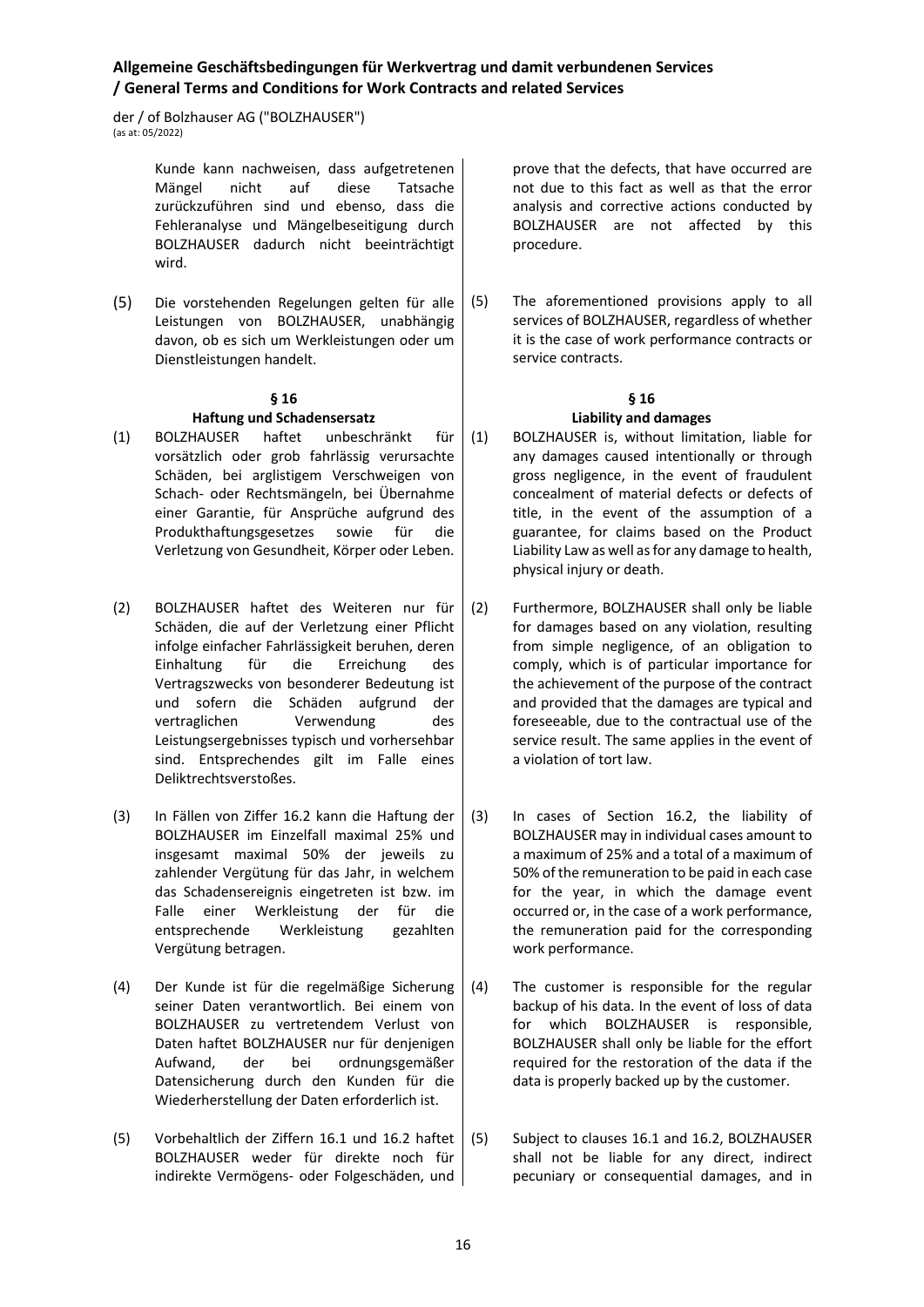Kunde kann nachweisen, dass aufgetretenen Mängel nicht auf diese Tatsache zurückzuführen sind und ebenso, dass die Fehleranalyse und Mängelbeseitigung durch BOLZHAUSER dadurch nicht beeinträchtigt wird.

prove that the defects, that have occurred are not due to this fact as well as that the error analysis and corrective actions conducted by BOLZHAUSER are not affected by this procedure.

(5) Die vorstehenden Regelungen gelten für alle Leistungen von BOLZHAUSER, unabhängig davon, ob es sich um Werkleistungen oder um Dienstleistungen handelt.

(5) The aforementioned provisions apply to all services of BOLZHAUSER, regardless of whether it is the case of work performance contracts or service contracts.

## § 16 Haftung und Schadensersatz

(1) BOLZHAUSER haftet unbeschränkt für vorsätzlich oder grob fahrlässig verursachte Schäden, bei arglistigem Verschweigen von Schach- oder Rechtsmängeln, bei Übernahme einer Garantie, für Ansprüche aufgrund des Produkthaftungsgesetzes sowie für die Verletzung von Gesundheit, Körper oder Leben.

(2) BOLZHAUSER haftet des Weiteren nur für Schäden, die auf der Verletzung einer Pflicht infolge einfacher Fahrlässigkeit beruhen, deren Einhaltung für die Erreichung des Vertragszwecks von besonderer Bedeutung ist und sofern die Schäden aufgrund der vertraglichen Verwendung des Leistungsergebnisses typisch und vorhersehbar sind. Entsprechendes gilt im Falle eines Deliktrechtsverstoßes.

(3) In Fällen von Ziffer 16.2 kann die Haftung der BOLZHAUSER im Einzelfall maximal 25% und insgesamt maximal 50% der jeweils zu zahlender Vergütung für das Jahr, in welchem das Schadensereignis eingetreten ist bzw. im Falle einer Werkleistung der für die entsprechende Werkleistung gezahlten Vergütung betragen.

(4) Der Kunde ist für die regelmäßige Sicherung seiner Daten verantwortlich. Bei einem von BOLZHAUSER zu vertretendem Verlust von Daten haftet BOLZHAUSER nur für denjenigen Aufwand, der bei ordnungsgemäßer Datensicherung durch den Kunden für die Wiederherstellung der Daten erforderlich ist.

(5) Vorbehaltlich der Ziffern 16.1 und 16.2 haftet BOLZHAUSER weder für direkte noch für indirekte Vermögens- oder Folgeschäden, und

## § 16 Liability and damages

(1) BOLZHAUSER is, without limitation, liable for any damages caused intentionally or through gross negligence, in the event of fraudulent concealment of material defects or defects of title, in the event of the assumption of a guarantee, for claims based on the Product Liability Law as well as for any damage to health, physical injury or death.

(2) Furthermore, BOLZHAUSER shall only be liable for damages based on any violation, resulting from simple negligence, of an obligation to comply, which is of particular importance for the achievement of the purpose of the contract and provided that the damages are typical and foreseeable, due to the contractual use of the service result. The same applies in the event of a violation of tort law.

(3) In cases of Section 16.2, the liability of BOLZHAUSER may in individual cases amount to a maximum of 25% and a total of a maximum of 50% of the remuneration to be paid in each case for the year, in which the damage event occurred or, in the case of a work performance, the remuneration paid for the corresponding work performance.

(4) The customer is responsible for the regular backup of his data. In the event of loss of data for which BOLZHAUSER is responsible, BOLZHAUSER shall only be liable for the effort required for the restoration of the data if the data is properly backed up by the customer.

(5) Subject to clauses 16.1 and 16.2, BOLZHAUSER shall not be liable for any direct, indirect pecuniary or consequential damages, and in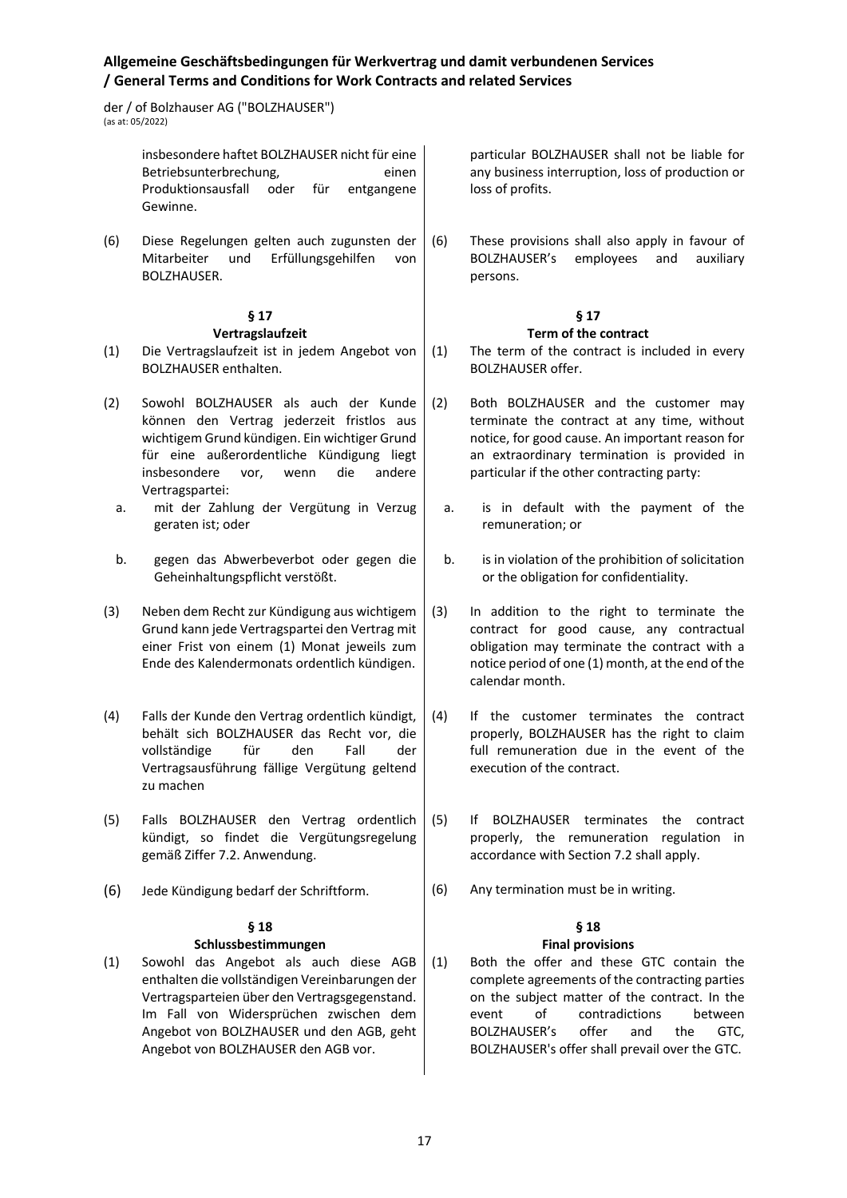insbesondere haftet BOLZHAUSER nicht für eine Betriebsunterbrechung, einen Produktionsausfall oder für entgangene Gewinne.

particular BOLZHAUSER shall not be liable for any business interruption, loss of production or loss of profits.

(6) Diese Regelungen gelten auch zugunsten der Mitarbeiter und Erfüllungsgehilfen von BOLZHAUSER.

(6) These provisions shall also apply in favour of BOLZHAUSER's employees and auxiliary persons.

## § 17 Vertragslaufzeit / § 17 Term of the contract

(1) Die Vertragslaufzeit ist in jedem Angebot von BOLZHAUSER enthalten.

(1) The term of the contract is included in every BOLZHAUSER offer.

(2) Sowohl BOLZHAUSER als auch der Kunde können den Vertrag jederzeit fristlos aus wichtigem Grund kündigen. Ein wichtiger Grund für eine außerordentliche Kündigung liegt insbesondere vor, wenn die andere Vertragspartei:

a. mit der Zahlung der Vergütung in Verzug geraten ist; oder

b. gegen das Abwerbeverbot oder gegen die Geheinhaltungspflicht verstößt.

(2) Both BOLZHAUSER and the customer may terminate the contract at any time, without notice, for good cause. An important reason for an extraordinary termination is provided in particular if the other contracting party:

a. is in default with the payment of the remuneration; or

b. is in violation of the prohibition of solicitation or the obligation for confidentiality.

(3) Neben dem Recht zur Kündigung aus wichtigem Grund kann jede Vertragspartei den Vertrag mit einer Frist von einem (1) Monat jeweils zum Ende des Kalendermonats ordentlich kündigen.

(3) In addition to the right to terminate the contract for good cause, any contractual obligation may terminate the contract with a notice period of one (1) month, at the end of the calendar month.

(4) Falls der Kunde den Vertrag ordentlich kündigt, behält sich BOLZHAUSER das Recht vor, die vollständige für den Fall der Vertragsausführung fällige Vergütung geltend zu machen

(4) If the customer terminates the contract properly, BOLZHAUSER has the right to claim full remuneration due in the event of the execution of the contract.

(5) Falls BOLZHAUSER den Vertrag ordentlich kündigt, so findet die Vergütungsregelung gemäß Ziffer 7.2. Anwendung.

(5) If BOLZHAUSER terminates the contract properly, the remuneration regulation in accordance with Section 7.2 shall apply.

(6) Jede Kündigung bedarf der Schriftform.

(6) Any termination must be in writing.

## § 18 Schlussbestimmungen / § 18 Final provisions

(1) Sowohl das Angebot als auch diese AGB enthalten die vollständigen Vereinbarungen der Vertragsparteien über den Vertragsgegenstand. Im Fall von Widersprüchen zwischen dem Angebot von BOLZHAUSER und den AGB, geht Angebot von BOLZHAUSER den AGB vor.

(1) Both the offer and these GTC contain the complete agreements of the contracting parties on the subject matter of the contract. In the event of contradictions between BOLZHAUSER's offer and the GTC, BOLZHAUSER's offer shall prevail over the GTC.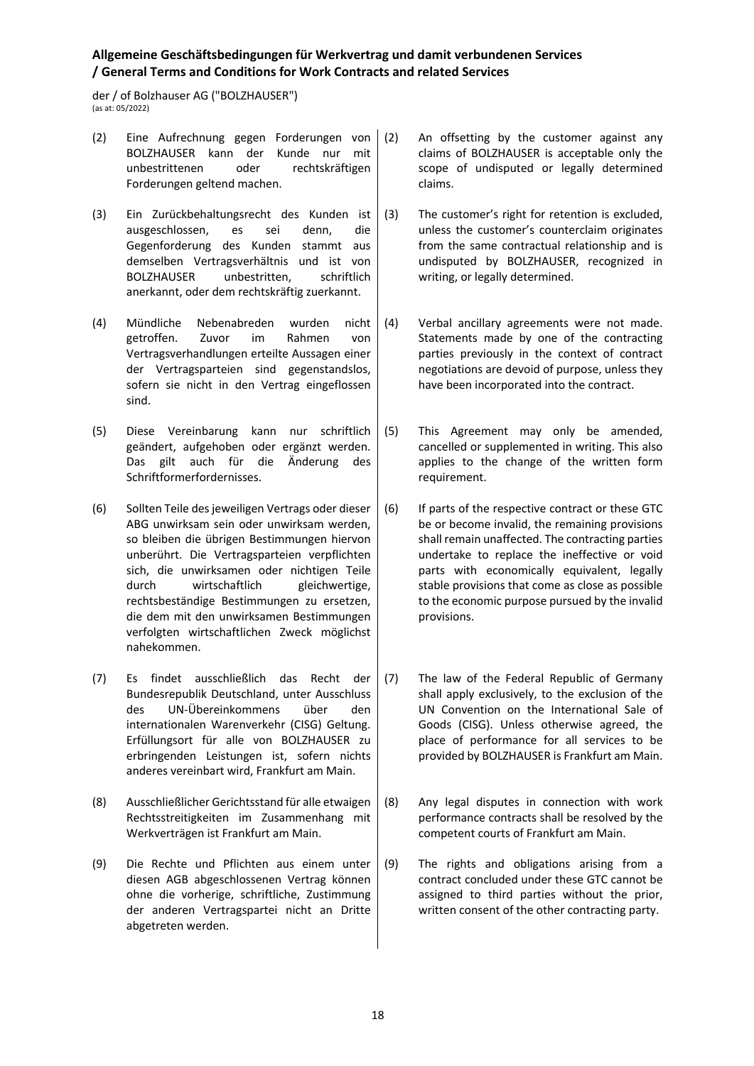**Allgemeine Geschäftsbedingungen für Werkvertrag und damit verbundenen Services / General Terms and Conditions for Work Contracts and related Services**

der / of Bolzhauser AG ("BOLZHAUSER")
(as at: 05/2022)

| | |
|---|---|
| (2) Eine Aufrechnung gegen Forderungen von BOLZHAUSER kann der Kunde nur mit unbestrittenen oder rechtskräftigen Forderungen geltend machen. | (2) An offsetting by the customer against any claims of BOLZHAUSER is acceptable only the scope of undisputed or legally determined claims. |
| (3) Ein Zurückbehaltungsrecht des Kunden ist ausgeschlossen, es sei denn, die Gegenforderung des Kunden stammt aus demselben Vertragsverhältnis und ist von BOLZHAUSER unbestritten, schriftlich anerkannt, oder dem rechtskräftig zuerkannt. | (3) The customer's right for retention is excluded, unless the customer's counterclaim originates from the same contractual relationship and is undisputed by BOLZHAUSER, recognized in writing, or legally determined. |
| (4) Mündliche Nebenabreden wurden nicht getroffen. Zuvor im Rahmen von Vertragsverhandlungen erteilte Aussagen einer der Vertragsparteien sind gegenstandslos, sofern sie nicht in den Vertrag eingeflossen sind. | (4) Verbal ancillary agreements were not made. Statements made by one of the contracting parties previously in the context of contract negotiations are devoid of purpose, unless they have been incorporated into the contract. |
| (5) Diese Vereinbarung kann nur schriftlich geändert, aufgehoben oder ergänzt werden. Das gilt auch für die Änderung des Schriftformerfordernisses. | (5) This Agreement may only be amended, cancelled or supplemented in writing. This also applies to the change of the written form requirement. |
| (6) Sollten Teile des jeweiligen Vertrags oder dieser ABG unwirksam sein oder unwirksam werden, so bleiben die übrigen Bestimmungen hiervon unberührt. Die Vertragsparteien verpflichten sich, die unwirksamen oder nichtigen Teile durch wirtschaftlich gleichwertige, rechtsbeständige Bestimmungen zu ersetzen, die dem mit den unwirksamen Bestimmungen verfolgten wirtschaftlichen Zweck möglichst nahekommen. | (6) If parts of the respective contract or these GTC be or become invalid, the remaining provisions shall remain unaffected. The contracting parties undertake to replace the ineffective or void parts with economically equivalent, legally stable provisions that come as close as possible to the economic purpose pursued by the invalid provisions. |
| (7) Es findet ausschließlich das Recht der Bundesrepublik Deutschland, unter Ausschluss des UN-Übereinkommens über den internationalen Warenverkehr (CISG) Geltung. Erfüllungsort für alle von BOLZHAUSER zu erbringenden Leistungen ist, sofern nichts anderes vereinbart wird, Frankfurt am Main. | (7) The law of the Federal Republic of Germany shall apply exclusively, to the exclusion of the UN Convention on the International Sale of Goods (CISG). Unless otherwise agreed, the place of performance for all services to be provided by BOLZHAUSER is Frankfurt am Main. |
| (8) Ausschließlicher Gerichtsstand für alle etwaigen Rechtsstreitigkeiten im Zusammenhang mit Werkverträgen ist Frankfurt am Main. | (8) Any legal disputes in connection with work performance contracts shall be resolved by the competent courts of Frankfurt am Main. |
| (9) Die Rechte und Pflichten aus einem unter diesen AGB abgeschlossenen Vertrag können ohne die vorherige, schriftliche, Zustimmung der anderen Vertragspartei nicht an Dritte abgetreten werden. | (9) The rights and obligations arising from a contract concluded under these GTC cannot be assigned to third parties without the prior, written consent of the other contracting party. |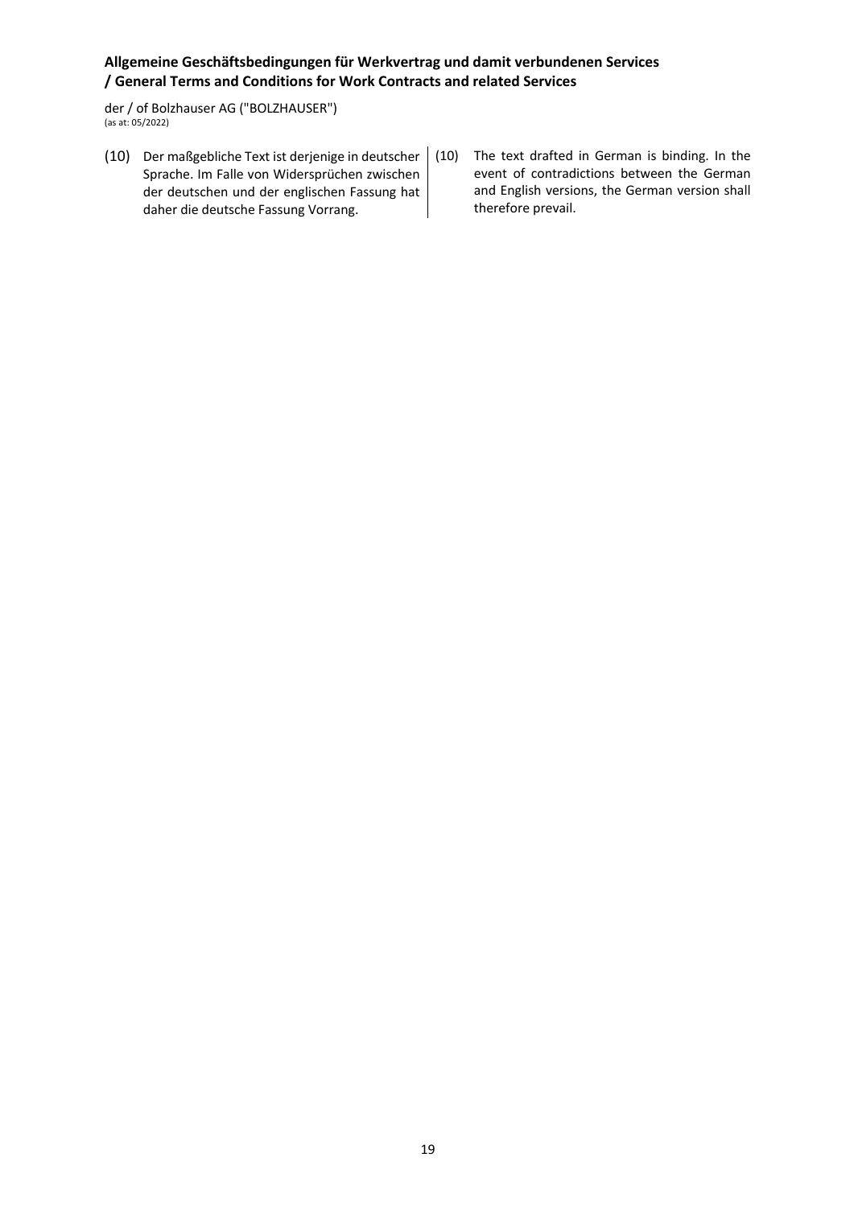(10) Der maßgebliche Text ist derjenige in deutscher Sprache. Im Falle von Widersprüchen zwischen der deutschen und der englischen Fassung hat daher die deutsche Fassung Vorrang.

(10) The text drafted in German is binding. In the event of contradictions between the German and English versions, the German version shall therefore prevail.